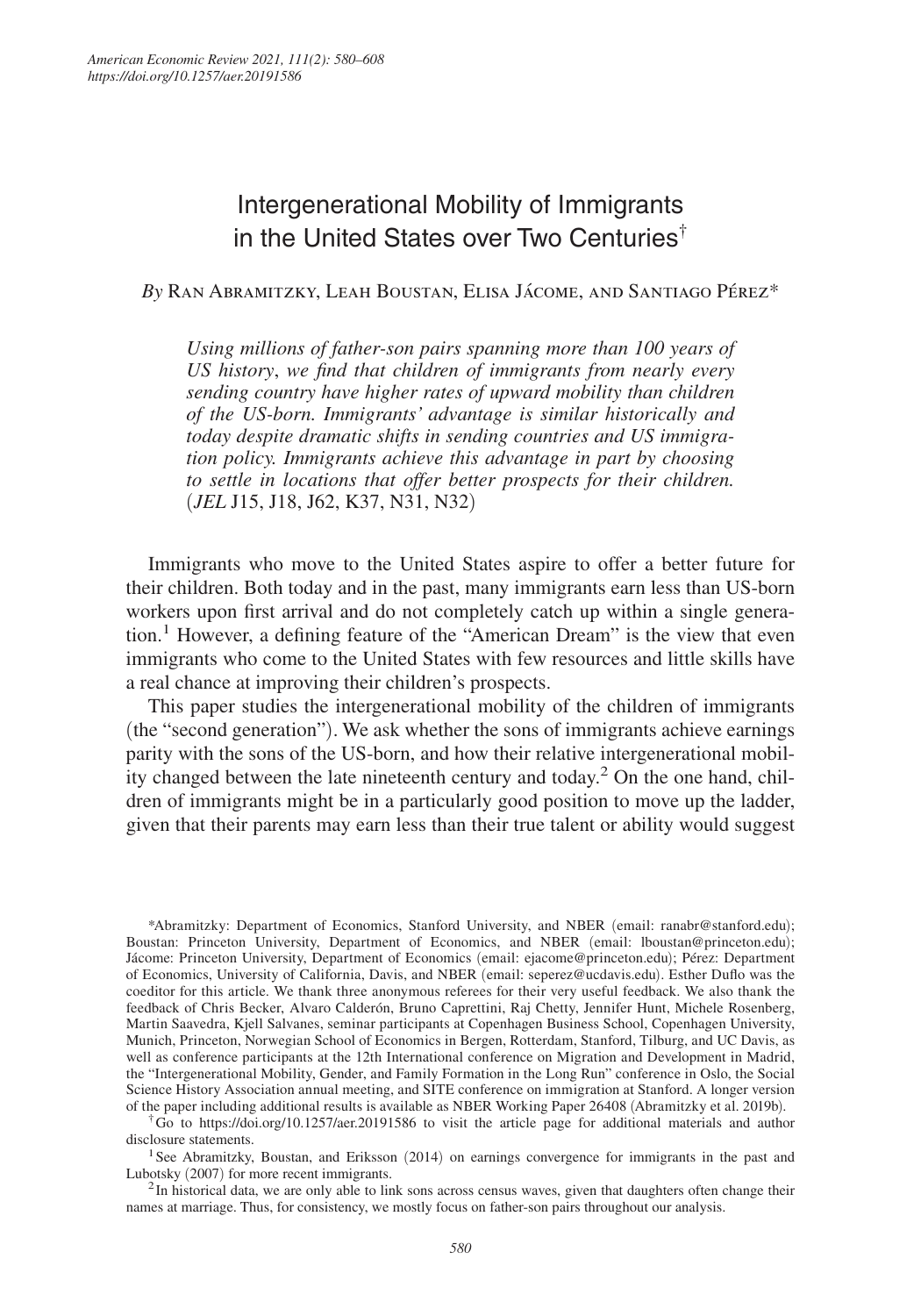# Intergenerational Mobility of Immigrants in the United States over Two Centuries[†]

*By* Ran Abramitzky, Leah Boustan, Elisa Jácome, and Santiago Pérez*

*Using millions of father-son pairs spanning more than 100 years of US history, we find that children of immigrants from nearly every sending country have higher rates of upward mobility than children of the US-born. Immigrants' advantage is similar historically and today despite dramatic shifts in sending countries and US immigration policy. Immigrants achieve this advantage in part by choosing to settle in locations that offer better prospects for their children.* (*JEL* J15, J18, J62, K37, N31, N32)

Immigrants who move to the United States aspire to offer a better future for their children. Both today and in the past, many immigrants earn less than US-born workers upon first arrival and do not completely catch up within a single generation.[1] However, a defining feature of the "American Dream" is the view that even immigrants who come to the United States with few resources and little skills have a real chance at improving their children's prospects.

This paper studies the intergenerational mobility of the children of immigrants (the "second generation"). We ask whether the sons of immigrants achieve earnings parity with the sons of the US-born, and how their relative intergenerational mobility changed between the late nineteenth century and today.[2] On the one hand, children of immigrants might be in a particularly good position to move up the ladder, given that their parents may earn less than their true talent or ability would suggest

*Abramitzky: Department of Economics, Stanford University, and NBER (email: ranabr@stanford.edu); Boustan: Princeton University, Department of Economics, and NBER (email: lboustan@princeton.edu); Jácome: Princeton University, Department of Economics (email: ejacome@princeton.edu); Pérez: Department of Economics, University of California, Davis, and NBER (email: seperez@ucdavis.edu). Esther Duflo was the coeditor for this article. We thank three anonymous referees for their very useful feedback. We also thank the feedback of Chris Becker, Alvaro Calderón, Bruno Caprettini, Raj Chetty, Jennifer Hunt, Michele Rosenberg, Martin Saavedra, Kjell Salvanes, seminar participants at Copenhagen Business School, Copenhagen University, Munich, Princeton, Norwegian School of Economics in Bergen, Rotterdam, Stanford, Tilburg, and UC Davis, as well as conference participants at the 12th International conference on Migration and Development in Madrid, the "Intergenerational Mobility, Gender, and Family Formation in the Long Run" conference in Oslo, the Social Science History Association annual meeting, and SITE conference on immigration at Stanford. A longer version of the paper including additional results is available as NBER Working Paper 26408 (Abramitzky et al. 2019b).

[†]Go to https://doi.org/10.1257/aer.20191586 to visit the article page for additional materials and author disclosure statements.

[1]See Abramitzky, Boustan, and Eriksson (2014) on earnings convergence for immigrants in the past and Lubotsky (2007) for more recent immigrants.

[2]In historical data, we are only able to link sons across census waves, given that daughters often change their names at marriage. Thus, for consistency, we mostly focus on father-son pairs throughout our analysis.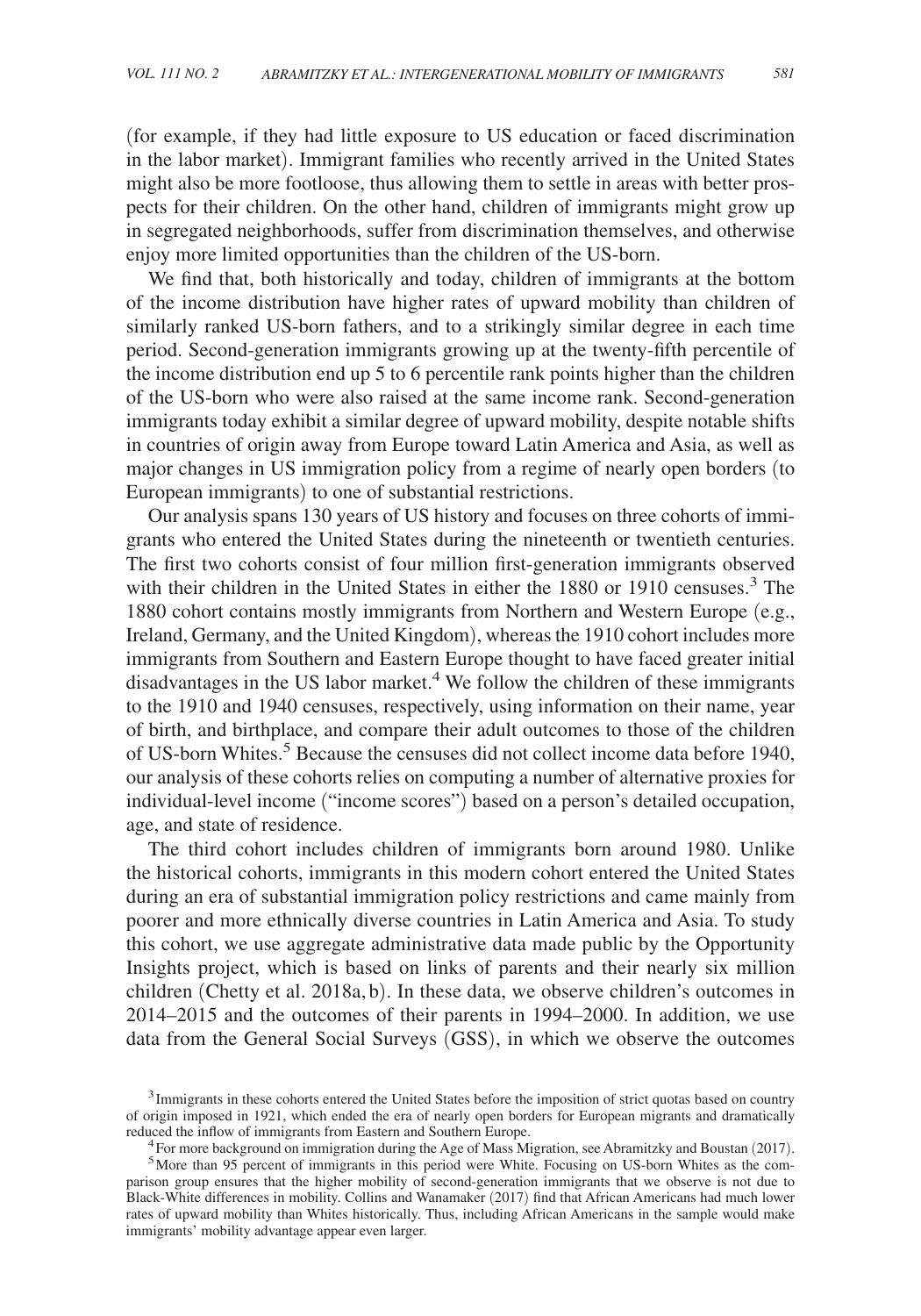(for example, if they had little exposure to US education or faced discrimination in the labor market). Immigrant families who recently arrived in the United States might also be more footloose, thus allowing them to settle in areas with better prospects for their children. On the other hand, children of immigrants might grow up in segregated neighborhoods, suffer from discrimination themselves, and otherwise enjoy more limited opportunities than the children of the US-born.

We find that, both historically and today, children of immigrants at the bottom of the income distribution have higher rates of upward mobility than children of similarly ranked US-born fathers, and to a strikingly similar degree in each time period. Second-generation immigrants growing up at the twenty-fifth percentile of the income distribution end up 5 to 6 percentile rank points higher than the children of the US-born who were also raised at the same income rank. Second-generation immigrants today exhibit a similar degree of upward mobility, despite notable shifts in countries of origin away from Europe toward Latin America and Asia, as well as major changes in US immigration policy from a regime of nearly open borders (to European immigrants) to one of substantial restrictions.

Our analysis spans 130 years of US history and focuses on three cohorts of immigrants who entered the United States during the nineteenth or twentieth centuries. The first two cohorts consist of four million first-generation immigrants observed with their children in the United States in either the 1880 or 1910 censuses.[3] The 1880 cohort contains mostly immigrants from Northern and Western Europe (e.g., Ireland, Germany, and the United Kingdom), whereas the 1910 cohort includes more immigrants from Southern and Eastern Europe thought to have faced greater initial disadvantages in the US labor market.[4] We follow the children of these immigrants to the 1910 and 1940 censuses, respectively, using information on their name, year of birth, and birthplace, and compare their adult outcomes to those of the children of US-born Whites.[5] Because the censuses did not collect income data before 1940, our analysis of these cohorts relies on computing a number of alternative proxies for individual-level income ("income scores") based on a person's detailed occupation, age, and state of residence.

The third cohort includes children of immigrants born around 1980. Unlike the historical cohorts, immigrants in this modern cohort entered the United States during an era of substantial immigration policy restrictions and came mainly from poorer and more ethnically diverse countries in Latin America and Asia. To study this cohort, we use aggregate administrative data made public by the Opportunity Insights project, which is based on links of parents and their nearly six million children (Chetty et al. 2018a, b). In these data, we observe children's outcomes in 2014–2015 and the outcomes of their parents in 1994–2000. In addition, we use data from the General Social Surveys (GSS), in which we observe the outcomes

[3] Immigrants in these cohorts entered the United States before the imposition of strict quotas based on country of origin imposed in 1921, which ended the era of nearly open borders for European migrants and dramatically reduced the inflow of immigrants from Eastern and Southern Europe.

[4] For more background on immigration during the Age of Mass Migration, see Abramitzky and Boustan (2017).

[5] More than 95 percent of immigrants in this period were White. Focusing on US-born Whites as the comparison group ensures that the higher mobility of second-generation immigrants that we observe is not due to Black-White differences in mobility. Collins and Wanamaker (2017) find that African Americans had much lower rates of upward mobility than Whites historically. Thus, including African Americans in the sample would make immigrants' mobility advantage appear even larger.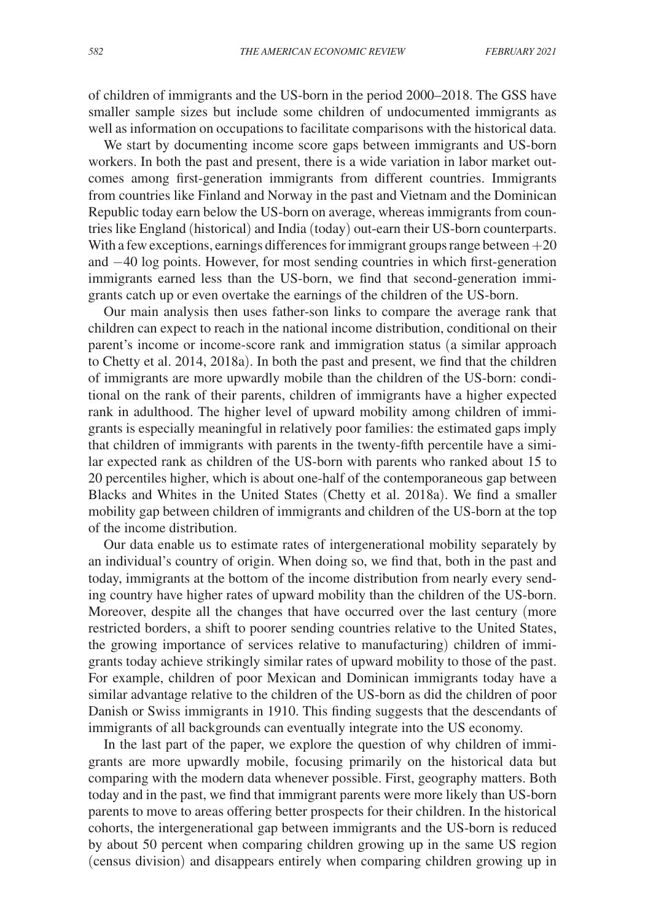of children of immigrants and the US-born in the period 2000–2018. The GSS have smaller sample sizes but include some children of undocumented immigrants as well as information on occupations to facilitate comparisons with the historical data.

We start by documenting income score gaps between immigrants and US-born workers. In both the past and present, there is a wide variation in labor market outcomes among first-generation immigrants from different countries. Immigrants from countries like Finland and Norway in the past and Vietnam and the Dominican Republic today earn below the US-born on average, whereas immigrants from countries like England (historical) and India (today) out-earn their US-born counterparts. With a few exceptions, earnings differences for immigrant groups range between $+20$ and $-40$ log points. However, for most sending countries in which first-generation immigrants earned less than the US-born, we find that second-generation immigrants catch up or even overtake the earnings of the children of the US-born.

Our main analysis then uses father-son links to compare the average rank that children can expect to reach in the national income distribution, conditional on their parent's income or income-score rank and immigration status (a similar approach to Chetty et al. 2014, 2018a). In both the past and present, we find that the children of immigrants are more upwardly mobile than the children of the US-born: conditional on the rank of their parents, children of immigrants have a higher expected rank in adulthood. The higher level of upward mobility among children of immigrants is especially meaningful in relatively poor families: the estimated gaps imply that children of immigrants with parents in the twenty-fifth percentile have a similar expected rank as children of the US-born with parents who ranked about 15 to 20 percentiles higher, which is about one-half of the contemporaneous gap between Blacks and Whites in the United States (Chetty et al. 2018a). We find a smaller mobility gap between children of immigrants and children of the US-born at the top of the income distribution.

Our data enable us to estimate rates of intergenerational mobility separately by an individual's country of origin. When doing so, we find that, both in the past and today, immigrants at the bottom of the income distribution from nearly every sending country have higher rates of upward mobility than the children of the US-born. Moreover, despite all the changes that have occurred over the last century (more restricted borders, a shift to poorer sending countries relative to the United States, the growing importance of services relative to manufacturing) children of immigrants today achieve strikingly similar rates of upward mobility to those of the past. For example, children of poor Mexican and Dominican immigrants today have a similar advantage relative to the children of the US-born as did the children of poor Danish or Swiss immigrants in 1910. This finding suggests that the descendants of immigrants of all backgrounds can eventually integrate into the US economy.

In the last part of the paper, we explore the question of why children of immigrants are more upwardly mobile, focusing primarily on the historical data but comparing with the modern data whenever possible. First, geography matters. Both today and in the past, we find that immigrant parents were more likely than US-born parents to move to areas offering better prospects for their children. In the historical cohorts, the intergenerational gap between immigrants and the US-born is reduced by about 50 percent when comparing children growing up in the same US region (census division) and disappears entirely when comparing children growing up in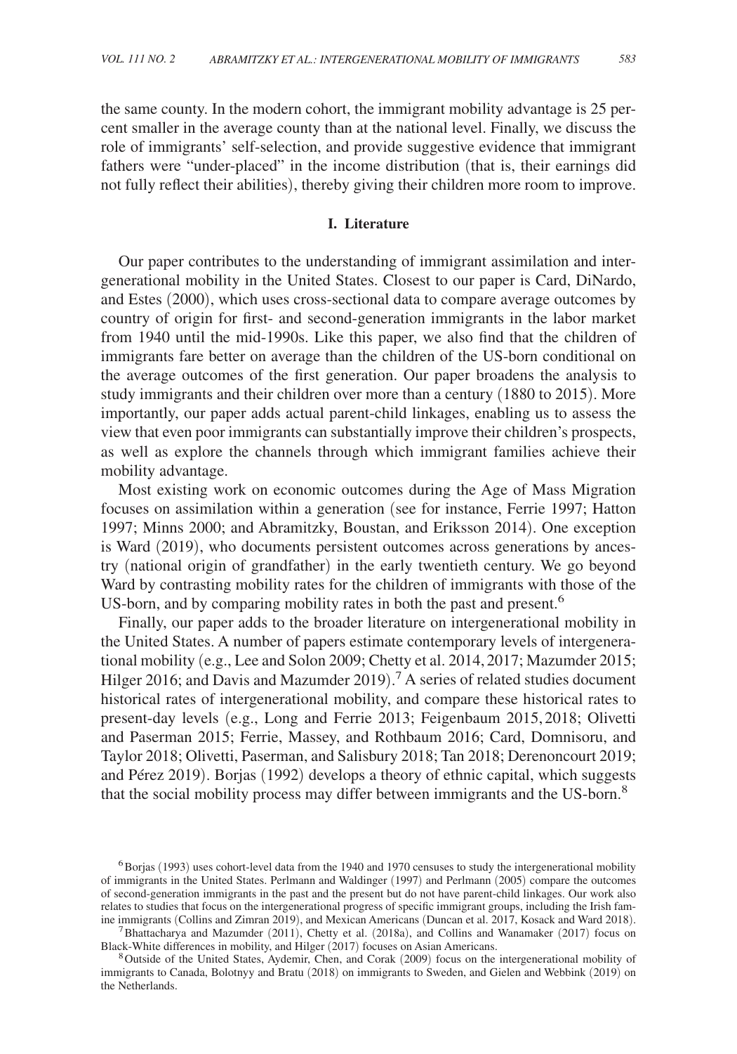the same county. In the modern cohort, the immigrant mobility advantage is 25 percent smaller in the average county than at the national level. Finally, we discuss the role of immigrants' self-selection, and provide suggestive evidence that immigrant fathers were "under-placed" in the income distribution (that is, their earnings did not fully reflect their abilities), thereby giving their children more room to improve.

## I. Literature

Our paper contributes to the understanding of immigrant assimilation and intergenerational mobility in the United States. Closest to our paper is Card, DiNardo, and Estes (2000), which uses cross-sectional data to compare average outcomes by country of origin for first- and second-generation immigrants in the labor market from 1940 until the mid-1990s. Like this paper, we also find that the children of immigrants fare better on average than the children of the US-born conditional on the average outcomes of the first generation. Our paper broadens the analysis to study immigrants and their children over more than a century (1880 to 2015). More importantly, our paper adds actual parent-child linkages, enabling us to assess the view that even poor immigrants can substantially improve their children's prospects, as well as explore the channels through which immigrant families achieve their mobility advantage.

Most existing work on economic outcomes during the Age of Mass Migration focuses on assimilation within a generation (see for instance, Ferrie 1997; Hatton 1997; Minns 2000; and Abramitzky, Boustan, and Eriksson 2014). One exception is Ward (2019), who documents persistent outcomes across generations by ancestry (national origin of grandfather) in the early twentieth century. We go beyond Ward by contrasting mobility rates for the children of immigrants with those of the US-born, and by comparing mobility rates in both the past and present.[6]

Finally, our paper adds to the broader literature on intergenerational mobility in the United States. A number of papers estimate contemporary levels of intergenerational mobility (e.g., Lee and Solon 2009; Chetty et al. 2014, 2017; Mazumder 2015; Hilger 2016; and Davis and Mazumder 2019).[7] A series of related studies document historical rates of intergenerational mobility, and compare these historical rates to present-day levels (e.g., Long and Ferrie 2013; Feigenbaum 2015, 2018; Olivetti and Paserman 2015; Ferrie, Massey, and Rothbaum 2016; Card, Domnisoru, and Taylor 2018; Olivetti, Paserman, and Salisbury 2018; Tan 2018; Derenoncourt 2019; and Pérez 2019). Borjas (1992) develops a theory of ethnic capital, which suggests that the social mobility process may differ between immigrants and the US-born.[8]

[6] Borjas (1993) uses cohort-level data from the 1940 and 1970 censuses to study the intergenerational mobility of immigrants in the United States. Perlmann and Waldinger (1997) and Perlmann (2005) compare the outcomes of second-generation immigrants in the past and the present but do not have parent-child linkages. Our work also relates to studies that focus on the intergenerational progress of specific immigrant groups, including the Irish famine immigrants (Collins and Zimran 2019), and Mexican Americans (Duncan et al. 2017, Kosack and Ward 2018).

[7] Bhattacharya and Mazumder (2011), Chetty et al. (2018a), and Collins and Wanamaker (2017) focus on Black-White differences in mobility, and Hilger (2017) focuses on Asian Americans.

[8] Outside of the United States, Aydemir, Chen, and Corak (2009) focus on the intergenerational mobility of immigrants to Canada, Bolotnyy and Bratu (2018) on immigrants to Sweden, and Gielen and Webbink (2019) on the Netherlands.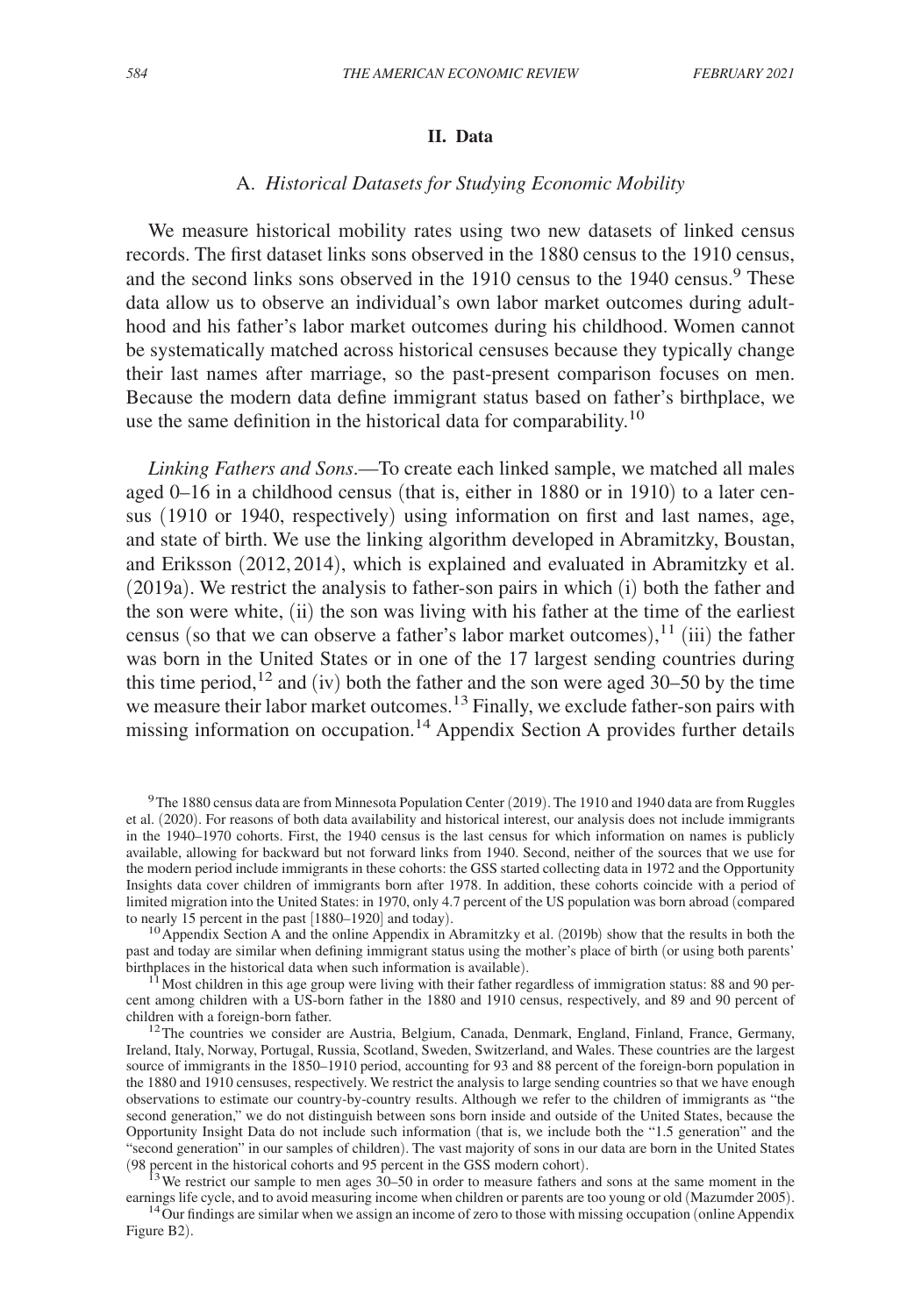## II. Data

### A. *Historical Datasets for Studying Economic Mobility*

We measure historical mobility rates using two new datasets of linked census records. The first dataset links sons observed in the 1880 census to the 1910 census, and the second links sons observed in the 1910 census to the 1940 census.[9] These data allow us to observe an individual's own labor market outcomes during adulthood and his father's labor market outcomes during his childhood. Women cannot be systematically matched across historical censuses because they typically change their last names after marriage, so the past-present comparison focuses on men. Because the modern data define immigrant status based on father's birthplace, we use the same definition in the historical data for comparability.[10]

*Linking Fathers and Sons*.—To create each linked sample, we matched all males aged 0–16 in a childhood census (that is, either in 1880 or in 1910) to a later census (1910 or 1940, respectively) using information on first and last names, age, and state of birth. We use the linking algorithm developed in Abramitzky, Boustan, and Eriksson (2012, 2014), which is explained and evaluated in Abramitzky et al. (2019a). We restrict the analysis to father-son pairs in which (i) both the father and the son were white, (ii) the son was living with his father at the time of the earliest census (so that we can observe a father's labor market outcomes),[11] (iii) the father was born in the United States or in one of the 17 largest sending countries during this time period,[12] and (iv) both the father and the son were aged 30–50 by the time we measure their labor market outcomes.[13] Finally, we exclude father-son pairs with missing information on occupation.[14] Appendix Section A provides further details

[9] The 1880 census data are from Minnesota Population Center (2019). The 1910 and 1940 data are from Ruggles et al. (2020). For reasons of both data availability and historical interest, our analysis does not include immigrants in the 1940–1970 cohorts. First, the 1940 census is the last census for which information on names is publicly available, allowing for backward but not forward links from 1940. Second, neither of the sources that we use for the modern period include immigrants in these cohorts: the GSS started collecting data in 1972 and the Opportunity Insights data cover children of immigrants born after 1978. In addition, these cohorts coincide with a period of limited migration into the United States: in 1970, only 4.7 percent of the US population was born abroad (compared to nearly 15 percent in the past [1880–1920] and today).

[10] Appendix Section A and the online Appendix in Abramitzky et al. (2019b) show that the results in both the past and today are similar when defining immigrant status using the mother's place of birth (or using both parents' birthplaces in the historical data when such information is available).

[11] Most children in this age group were living with their father regardless of immigration status: 88 and 90 percent among children with a US-born father in the 1880 and 1910 census, respectively, and 89 and 90 percent of children with a foreign-born father.

[12] The countries we consider are Austria, Belgium, Canada, Denmark, England, Finland, France, Germany, Ireland, Italy, Norway, Portugal, Russia, Scotland, Sweden, Switzerland, and Wales. These countries are the largest source of immigrants in the 1850–1910 period, accounting for 93 and 88 percent of the foreign-born population in the 1880 and 1910 censuses, respectively. We restrict the analysis to large sending countries so that we have enough observations to estimate our country-by-country results. Although we refer to the children of immigrants as "the second generation," we do not distinguish between sons born inside and outside of the United States, because the Opportunity Insight Data do not include such information (that is, we include both the "1.5 generation" and the "second generation" in our samples of children). The vast majority of sons in our data are born in the United States (98 percent in the historical cohorts and 95 percent in the GSS modern cohort).

[13] We restrict our sample to men ages 30–50 in order to measure fathers and sons at the same moment in the earnings life cycle, and to avoid measuring income when children or parents are too young or old (Mazumder 2005).

[14] Our findings are similar when we assign an income of zero to those with missing occupation (online Appendix Figure B2).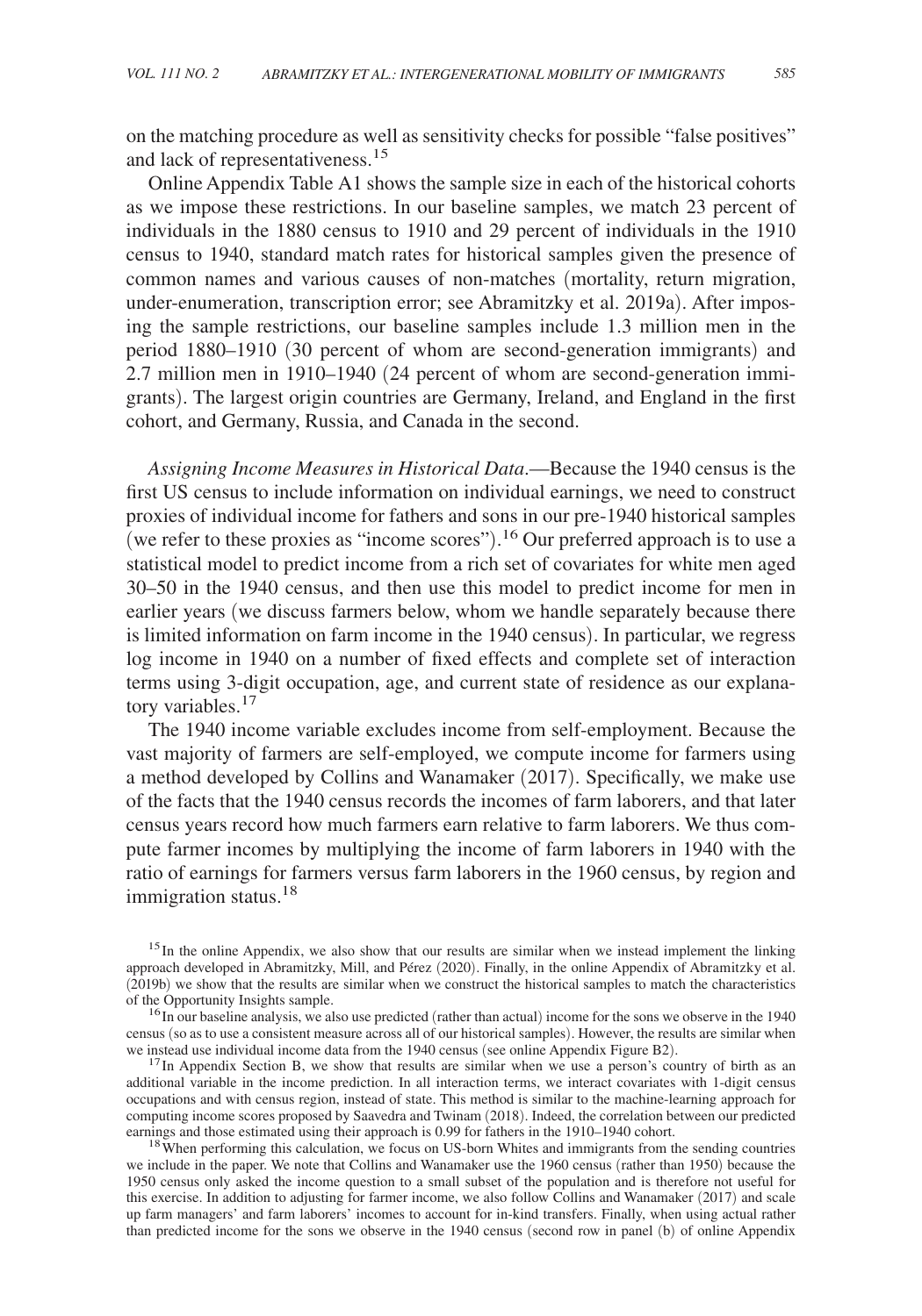on the matching procedure as well as sensitivity checks for possible "false positives" and lack of representativeness.[15]

Online Appendix Table A1 shows the sample size in each of the historical cohorts as we impose these restrictions. In our baseline samples, we match 23 percent of individuals in the 1880 census to 1910 and 29 percent of individuals in the 1910 census to 1940, standard match rates for historical samples given the presence of common names and various causes of non-matches (mortality, return migration, under-enumeration, transcription error; see Abramitzky et al. 2019a). After imposing the sample restrictions, our baseline samples include 1.3 million men in the period 1880–1910 (30 percent of whom are second-generation immigrants) and 2.7 million men in 1910–1940 (24 percent of whom are second-generation immigrants). The largest origin countries are Germany, Ireland, and England in the first cohort, and Germany, Russia, and Canada in the second.

*Assigning Income Measures in Historical Data*.—Because the 1940 census is the first US census to include information on individual earnings, we need to construct proxies of individual income for fathers and sons in our pre-1940 historical samples (we refer to these proxies as "income scores").[16] Our preferred approach is to use a statistical model to predict income from a rich set of covariates for white men aged 30–50 in the 1940 census, and then use this model to predict income for men in earlier years (we discuss farmers below, whom we handle separately because there is limited information on farm income in the 1940 census). In particular, we regress log income in 1940 on a number of fixed effects and complete set of interaction terms using 3-digit occupation, age, and current state of residence as our explanatory variables.[17]

The 1940 income variable excludes income from self-employment. Because the vast majority of farmers are self-employed, we compute income for farmers using a method developed by Collins and Wanamaker (2017). Specifically, we make use of the facts that the 1940 census records the incomes of farm laborers, and that later census years record how much farmers earn relative to farm laborers. We thus compute farmer incomes by multiplying the income of farm laborers in 1940 with the ratio of earnings for farmers versus farm laborers in the 1960 census, by region and immigration status.[18]

[15] In the online Appendix, we also show that our results are similar when we instead implement the linking approach developed in Abramitzky, Mill, and Pérez (2020). Finally, in the online Appendix of Abramitzky et al. (2019b) we show that the results are similar when we construct the historical samples to match the characteristics of the Opportunity Insights sample.

[16] In our baseline analysis, we also use predicted (rather than actual) income for the sons we observe in the 1940 census (so as to use a consistent measure across all of our historical samples). However, the results are similar when we instead use individual income data from the 1940 census (see online Appendix Figure B2).

[17] In Appendix Section B, we show that results are similar when we use a person's country of birth as an additional variable in the income prediction. In all interaction terms, we interact covariates with 1-digit census occupations and with census region, instead of state. This method is similar to the machine-learning approach for computing income scores proposed by Saavedra and Twinam (2018). Indeed, the correlation between our predicted earnings and those estimated using their approach is 0.99 for fathers in the 1910–1940 cohort.

[18] When performing this calculation, we focus on US-born Whites and immigrants from the sending countries we include in the paper. We note that Collins and Wanamaker use the 1960 census (rather than 1950) because the 1950 census only asked the income question to a small subset of the population and is therefore not useful for this exercise. In addition to adjusting for farmer income, we also follow Collins and Wanamaker (2017) and scale up farm managers' and farm laborers' incomes to account for in-kind transfers. Finally, when using actual rather than predicted income for the sons we observe in the 1940 census (second row in panel (b) of online Appendix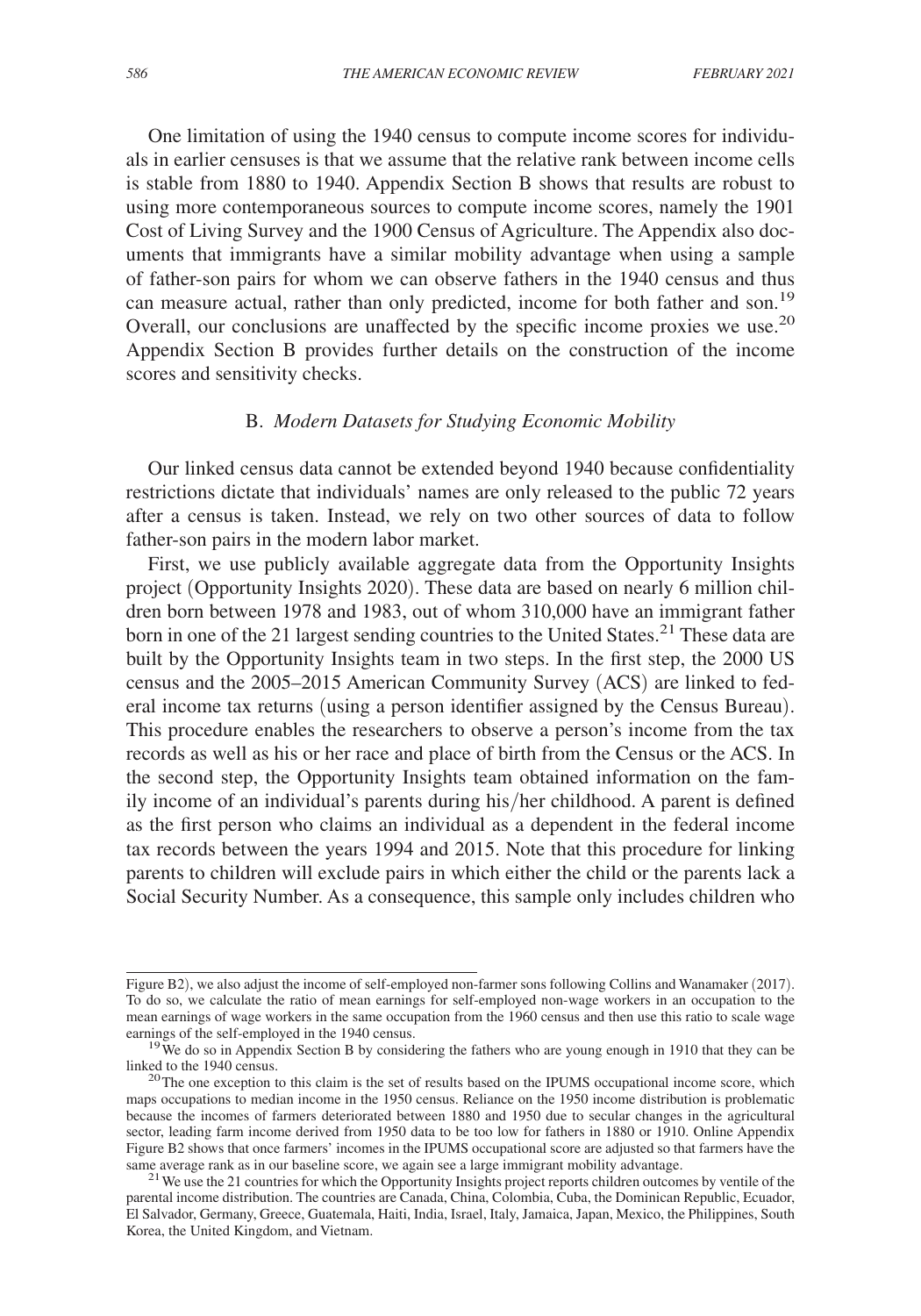One limitation of using the 1940 census to compute income scores for individuals in earlier censuses is that we assume that the relative rank between income cells is stable from 1880 to 1940. Appendix Section B shows that results are robust to using more contemporaneous sources to compute income scores, namely the 1901 Cost of Living Survey and the 1900 Census of Agriculture. The Appendix also documents that immigrants have a similar mobility advantage when using a sample of father-son pairs for whom we can observe fathers in the 1940 census and thus can measure actual, rather than only predicted, income for both father and son.[19] Overall, our conclusions are unaffected by the specific income proxies we use.[20] Appendix Section B provides further details on the construction of the income scores and sensitivity checks.

## B. *Modern Datasets for Studying Economic Mobility*

Our linked census data cannot be extended beyond 1940 because confidentiality restrictions dictate that individuals' names are only released to the public 72 years after a census is taken. Instead, we rely on two other sources of data to follow father-son pairs in the modern labor market.

First, we use publicly available aggregate data from the Opportunity Insights project (Opportunity Insights 2020). These data are based on nearly 6 million children born between 1978 and 1983, out of whom 310,000 have an immigrant father born in one of the 21 largest sending countries to the United States.[21] These data are built by the Opportunity Insights team in two steps. In the first step, the 2000 US census and the 2005–2015 American Community Survey (ACS) are linked to federal income tax returns (using a person identifier assigned by the Census Bureau). This procedure enables the researchers to observe a person's income from the tax records as well as his or her race and place of birth from the Census or the ACS. In the second step, the Opportunity Insights team obtained information on the family income of an individual's parents during his/her childhood. A parent is defined as the first person who claims an individual as a dependent in the federal income tax records between the years 1994 and 2015. Note that this procedure for linking parents to children will exclude pairs in which either the child or the parents lack a Social Security Number. As a consequence, this sample only includes children who

---

Figure B2), we also adjust the income of self-employed non-farmer sons following Collins and Wanamaker (2017). To do so, we calculate the ratio of mean earnings for self-employed non-wage workers in an occupation to the mean earnings of wage workers in the same occupation from the 1960 census and then use this ratio to scale wage earnings of the self-employed in the 1940 census.

[19] We do so in Appendix Section B by considering the fathers who are young enough in 1910 that they can be linked to the 1940 census.

[20] The one exception to this claim is the set of results based on the IPUMS occupational income score, which maps occupations to median income in the 1950 census. Reliance on the 1950 income distribution is problematic because the incomes of farmers deteriorated between 1880 and 1950 due to secular changes in the agricultural sector, leading farm income derived from 1950 data to be too low for fathers in 1880 or 1910. Online Appendix Figure B2 shows that once farmers' incomes in the IPUMS occupational score are adjusted so that farmers have the same average rank as in our baseline score, we again see a large immigrant mobility advantage.

[21] We use the 21 countries for which the Opportunity Insights project reports children outcomes by ventile of the parental income distribution. The countries are Canada, China, Colombia, Cuba, the Dominican Republic, Ecuador, El Salvador, Germany, Greece, Guatemala, Haiti, India, Israel, Italy, Jamaica, Japan, Mexico, the Philippines, South Korea, the United Kingdom, and Vietnam.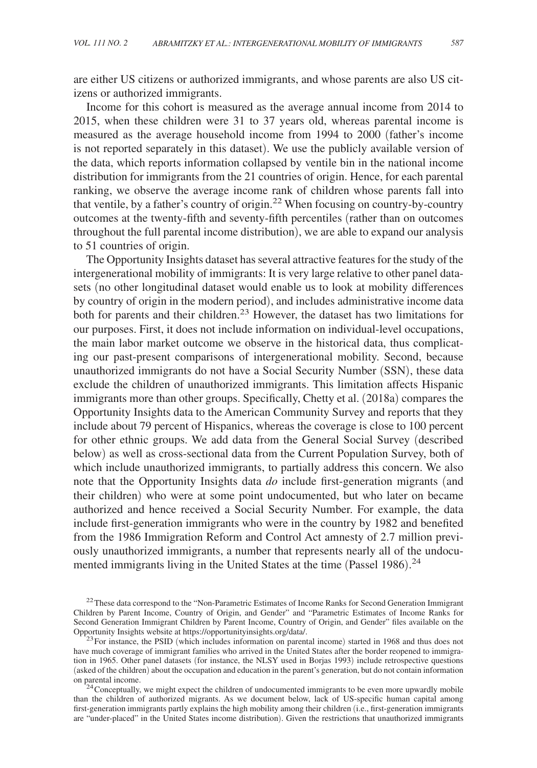are either US citizens or authorized immigrants, and whose parents are also US citizens or authorized immigrants.

Income for this cohort is measured as the average annual income from 2014 to 2015, when these children were 31 to 37 years old, whereas parental income is measured as the average household income from 1994 to 2000 (father's income is not reported separately in this dataset). We use the publicly available version of the data, which reports information collapsed by ventile bin in the national income distribution for immigrants from the 21 countries of origin. Hence, for each parental ranking, we observe the average income rank of children whose parents fall into that ventile, by a father's country of origin.[22] When focusing on country-by-country outcomes at the twenty-fifth and seventy-fifth percentiles (rather than on outcomes throughout the full parental income distribution), we are able to expand our analysis to 51 countries of origin.

The Opportunity Insights dataset has several attractive features for the study of the intergenerational mobility of immigrants: It is very large relative to other panel datasets (no other longitudinal dataset would enable us to look at mobility differences by country of origin in the modern period), and includes administrative income data both for parents and their children.[23] However, the dataset has two limitations for our purposes. First, it does not include information on individual-level occupations, the main labor market outcome we observe in the historical data, thus complicating our past-present comparisons of intergenerational mobility. Second, because unauthorized immigrants do not have a Social Security Number (SSN), these data exclude the children of unauthorized immigrants. This limitation affects Hispanic immigrants more than other groups. Specifically, Chetty et al. (2018a) compares the Opportunity Insights data to the American Community Survey and reports that they include about 79 percent of Hispanics, whereas the coverage is close to 100 percent for other ethnic groups. We add data from the General Social Survey (described below) as well as cross-sectional data from the Current Population Survey, both of which include unauthorized immigrants, to partially address this concern. We also note that the Opportunity Insights data *do* include first-generation migrants (and their children) who were at some point undocumented, but who later on became authorized and hence received a Social Security Number. For example, the data include first-generation immigrants who were in the country by 1982 and benefited from the 1986 Immigration Reform and Control Act amnesty of 2.7 million previously unauthorized immigrants, a number that represents nearly all of the undocumented immigrants living in the United States at the time (Passel 1986).[24]

[22] These data correspond to the "Non-Parametric Estimates of Income Ranks for Second Generation Immigrant Children by Parent Income, Country of Origin, and Gender" and "Parametric Estimates of Income Ranks for Second Generation Immigrant Children by Parent Income, Country of Origin, and Gender" files available on the Opportunity Insights website at https://opportunityinsights.org/data/.

[23] For instance, the PSID (which includes information on parental income) started in 1968 and thus does not have much coverage of immigrant families who arrived in the United States after the border reopened to immigration in 1965. Other panel datasets (for instance, the NLSY used in Borjas 1993) include retrospective questions (asked of the children) about the occupation and education in the parent's generation, but do not contain information on parental income.

[24] Conceptually, we might expect the children of undocumented immigrants to be even more upwardly mobile than the children of authorized migrants. As we document below, lack of US-specific human capital among first-generation immigrants partly explains the high mobility among their children (i.e., first-generation immigrants are "under-placed" in the United States income distribution). Given the restrictions that unauthorized immigrants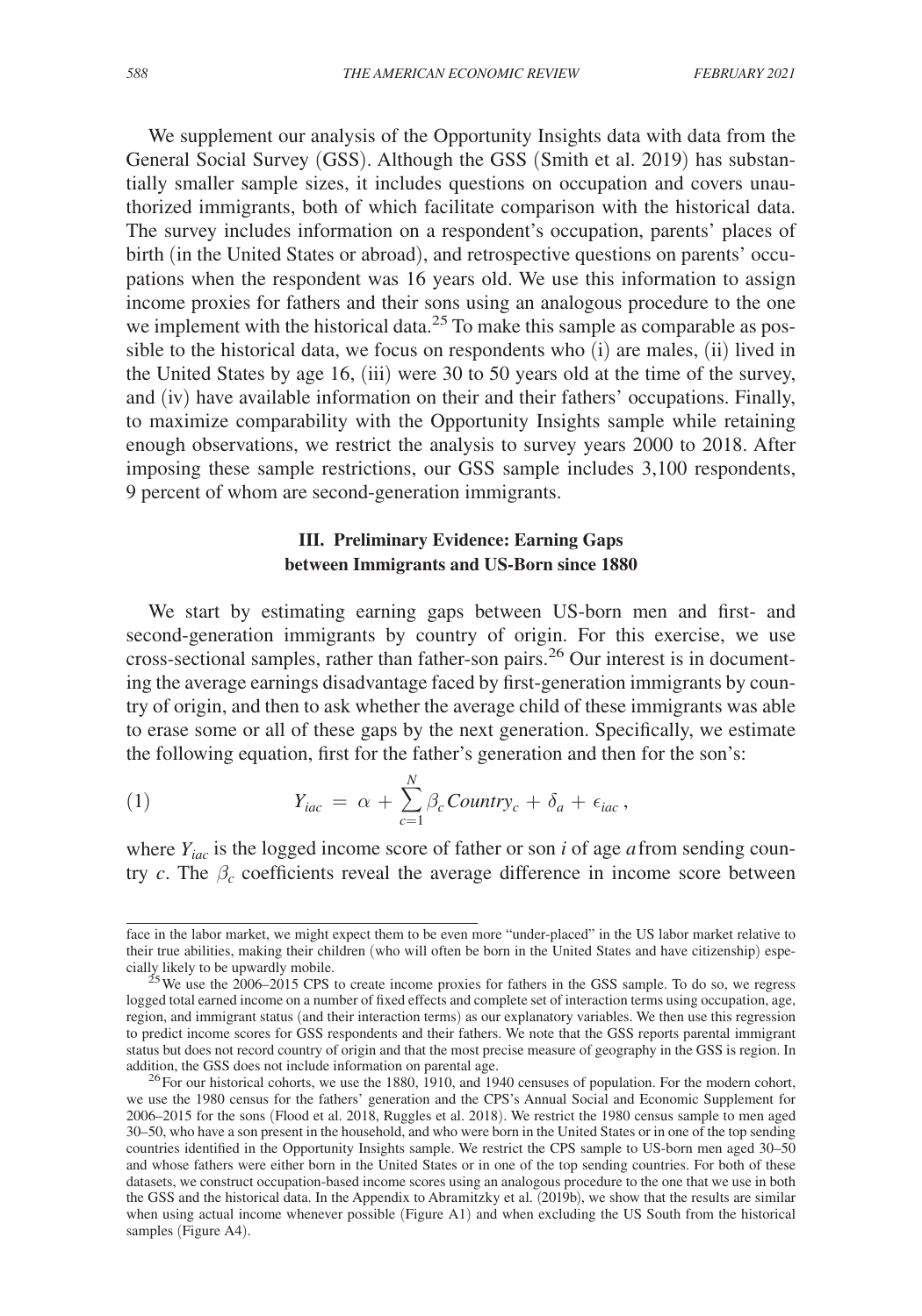We supplement our analysis of the Opportunity Insights data with data from the General Social Survey (GSS). Although the GSS (Smith et al. 2019) has substantially smaller sample sizes, it includes questions on occupation and covers unauthorized immigrants, both of which facilitate comparison with the historical data. The survey includes information on a respondent's occupation, parents' places of birth (in the United States or abroad), and retrospective questions on parents' occupations when the respondent was 16 years old. We use this information to assign income proxies for fathers and their sons using an analogous procedure to the one we implement with the historical data.[25] To make this sample as comparable as possible to the historical data, we focus on respondents who (i) are males, (ii) lived in the United States by age 16, (iii) were 30 to 50 years old at the time of the survey, and (iv) have available information on their and their fathers' occupations. Finally, to maximize comparability with the Opportunity Insights sample while retaining enough observations, we restrict the analysis to survey years 2000 to 2018. After imposing these sample restrictions, our GSS sample includes 3,100 respondents, 9 percent of whom are second-generation immigrants.

## III. Preliminary Evidence: Earning Gaps between Immigrants and US-Born since 1880

We start by estimating earning gaps between US-born men and first- and second-generation immigrants by country of origin. For this exercise, we use cross-sectional samples, rather than father-son pairs.[26] Our interest is in documenting the average earnings disadvantage faced by first-generation immigrants by country of origin, and then to ask whether the average child of these immigrants was able to erase some or all of these gaps by the next generation. Specifically, we estimate the following equation, first for the father's generation and then for the son's:

$$Y_{iac} = \alpha + \sum_{c=1}^{N} \beta_c Country_c + \delta_a + \epsilon_{iac}, \tag{1}$$

where $Y_{iac}$ is the logged income score of father or son $i$ of age $a$ from sending country $c$. The $\beta_c$ coefficients reveal the average difference in income score between

face in the labor market, we might expect them to be even more "under-placed" in the US labor market relative to their true abilities, making their children (who will often be born in the United States and have citizenship) especially likely to be upwardly mobile.

[25] We use the 2006–2015 CPS to create income proxies for fathers in the GSS sample. To do so, we regress logged total earned income on a number of fixed effects and complete set of interaction terms using occupation, age, region, and immigrant status (and their interaction terms) as our explanatory variables. We then use this regression to predict income scores for GSS respondents and their fathers. We note that the GSS reports parental immigrant status but does not record country of origin and that the most precise measure of geography in the GSS is region. In addition, the GSS does not include information on parental age.

[26] For our historical cohorts, we use the 1880, 1910, and 1940 censuses of population. For the modern cohort, we use the 1980 census for the fathers' generation and the CPS's Annual Social and Economic Supplement for 2006–2015 for the sons (Flood et al. 2018, Ruggles et al. 2018). We restrict the 1980 census sample to men aged 30–50, who have a son present in the household, and who were born in the United States or in one of the top sending countries identified in the Opportunity Insights sample. We restrict the CPS sample to US-born men aged 30–50 and whose fathers were either born in the United States or in one of the top sending countries. For both of these datasets, we construct occupation-based income scores using an analogous procedure to the one that we use in both the GSS and the historical data. In the Appendix to Abramitzky et al. (2019b), we show that the results are similar when using actual income whenever possible (Figure A1) and when excluding the US South from the historical samples (Figure A4).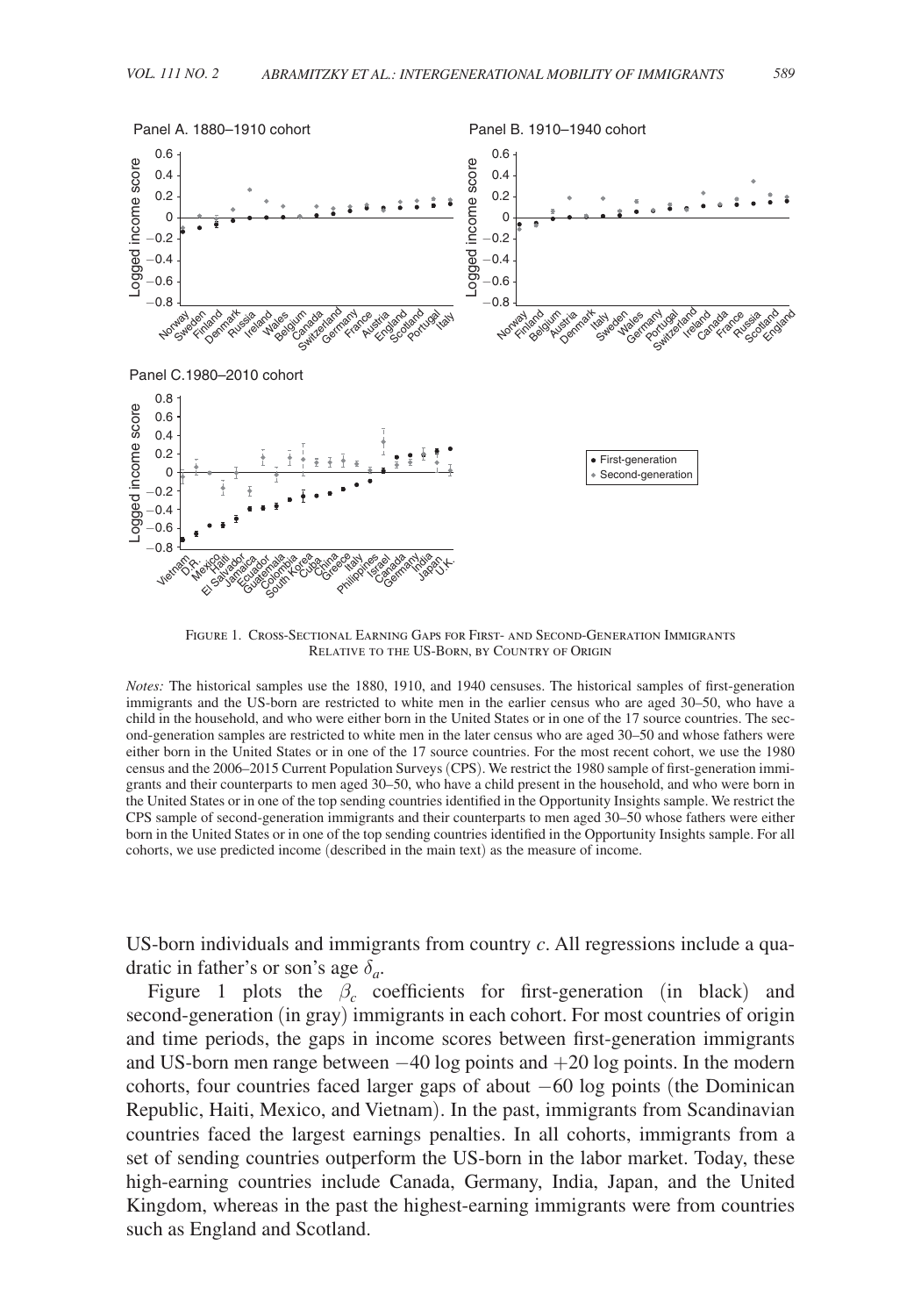Figure 1. Cross-Sectional Earning Gaps for First- and Second-Generation Immigrants Relative to the US-Born, by Country of Origin

*Notes:* The historical samples use the 1880, 1910, and 1940 censuses. The historical samples of first-generation immigrants and the US-born are restricted to white men in the earlier census who are aged 30–50, who have a child in the household, and who were either born in the United States or in one of the 17 source countries. The second-generation samples are restricted to white men in the later census who are aged 30–50 and whose fathers were either born in the United States or in one of the 17 source countries. For the most recent cohort, we use the 1980 census and the 2006–2015 Current Population Surveys (CPS). We restrict the 1980 sample of first-generation immigrants and their counterparts to men aged 30–50, who have a child present in the household, and who were born in the United States or in one of the top sending countries identified in the Opportunity Insights sample. We restrict the CPS sample of second-generation immigrants and their counterparts to men aged 30–50 whose fathers were either born in the United States or in one of the top sending countries identified in the Opportunity Insights sample. For all cohorts, we use predicted income (described in the main text) as the measure of income.

US-born individuals and immigrants from country $c$. All regressions include a quadratic in father's or son's age $\delta_a$.

Figure 1 plots the $\beta_c$ coefficients for first-generation (in black) and second-generation (in gray) immigrants in each cohort. For most countries of origin and time periods, the gaps in income scores between first-generation immigrants and US-born men range between $-40$ log points and $+20$ log points. In the modern cohorts, four countries faced larger gaps of about $-60$ log points (the Dominican Republic, Haiti, Mexico, and Vietnam). In the past, immigrants from Scandinavian countries faced the largest earnings penalties. In all cohorts, immigrants from a set of sending countries outperform the US-born in the labor market. Today, these high-earning countries include Canada, Germany, India, Japan, and the United Kingdom, whereas in the past the highest-earning immigrants were from countries such as England and Scotland.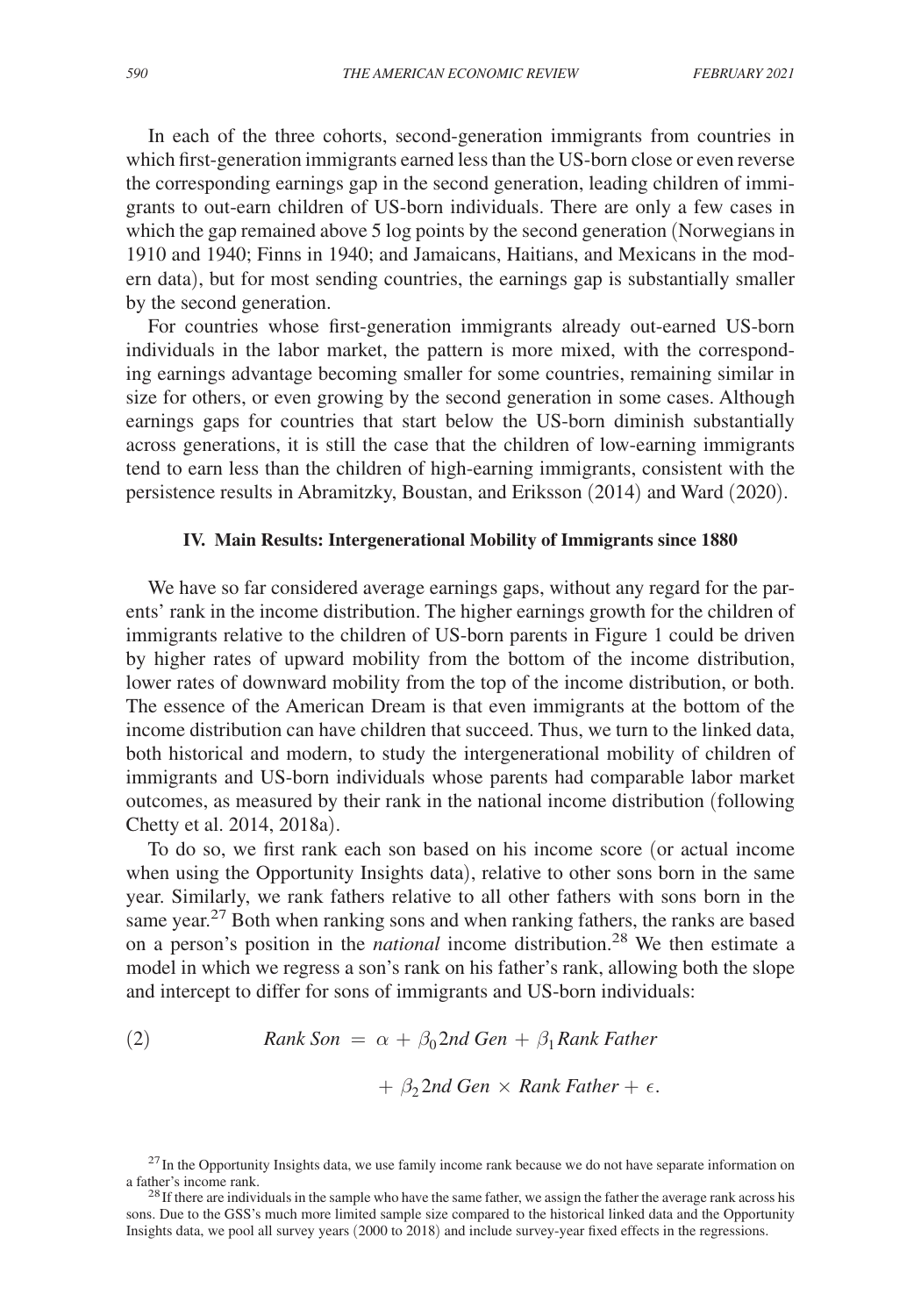In each of the three cohorts, second-generation immigrants from countries in which first-generation immigrants earned less than the US-born close or even reverse the corresponding earnings gap in the second generation, leading children of immigrants to out-earn children of US-born individuals. There are only a few cases in which the gap remained above 5 log points by the second generation (Norwegians in 1910 and 1940; Finns in 1940; and Jamaicans, Haitians, and Mexicans in the modern data), but for most sending countries, the earnings gap is substantially smaller by the second generation.

For countries whose first-generation immigrants already out-earned US-born individuals in the labor market, the pattern is more mixed, with the corresponding earnings advantage becoming smaller for some countries, remaining similar in size for others, or even growing by the second generation in some cases. Although earnings gaps for countries that start below the US-born diminish substantially across generations, it is still the case that the children of low-earning immigrants tend to earn less than the children of high-earning immigrants, consistent with the persistence results in Abramitzky, Boustan, and Eriksson (2014) and Ward (2020).

## IV. Main Results: Intergenerational Mobility of Immigrants since 1880

We have so far considered average earnings gaps, without any regard for the parents' rank in the income distribution. The higher earnings growth for the children of immigrants relative to the children of US-born parents in Figure 1 could be driven by higher rates of upward mobility from the bottom of the income distribution, lower rates of downward mobility from the top of the income distribution, or both. The essence of the American Dream is that even immigrants at the bottom of the income distribution can have children that succeed. Thus, we turn to the linked data, both historical and modern, to study the intergenerational mobility of children of immigrants and US-born individuals whose parents had comparable labor market outcomes, as measured by their rank in the national income distribution (following Chetty et al. 2014, 2018a).

To do so, we first rank each son based on his income score (or actual income when using the Opportunity Insights data), relative to other sons born in the same year. Similarly, we rank fathers relative to all other fathers with sons born in the same year.[27] Both when ranking sons and when ranking fathers, the ranks are based on a person's position in the *national* income distribution.[28] We then estimate a model in which we regress a son's rank on his father's rank, allowing both the slope and intercept to differ for sons of immigrants and US-born individuals:

$$(2) \qquad \textit{Rank Son} = \alpha + \beta_0 \textit{2nd Gen} + \beta_1 \textit{Rank Father} + \beta_2 \textit{2nd Gen} \times \textit{Rank Father} + \epsilon.$$

[27] In the Opportunity Insights data, we use family income rank because we do not have separate information on a father's income rank.

[28] If there are individuals in the sample who have the same father, we assign the father the average rank across his sons. Due to the GSS's much more limited sample size compared to the historical linked data and the Opportunity Insights data, we pool all survey years (2000 to 2018) and include survey-year fixed effects in the regressions.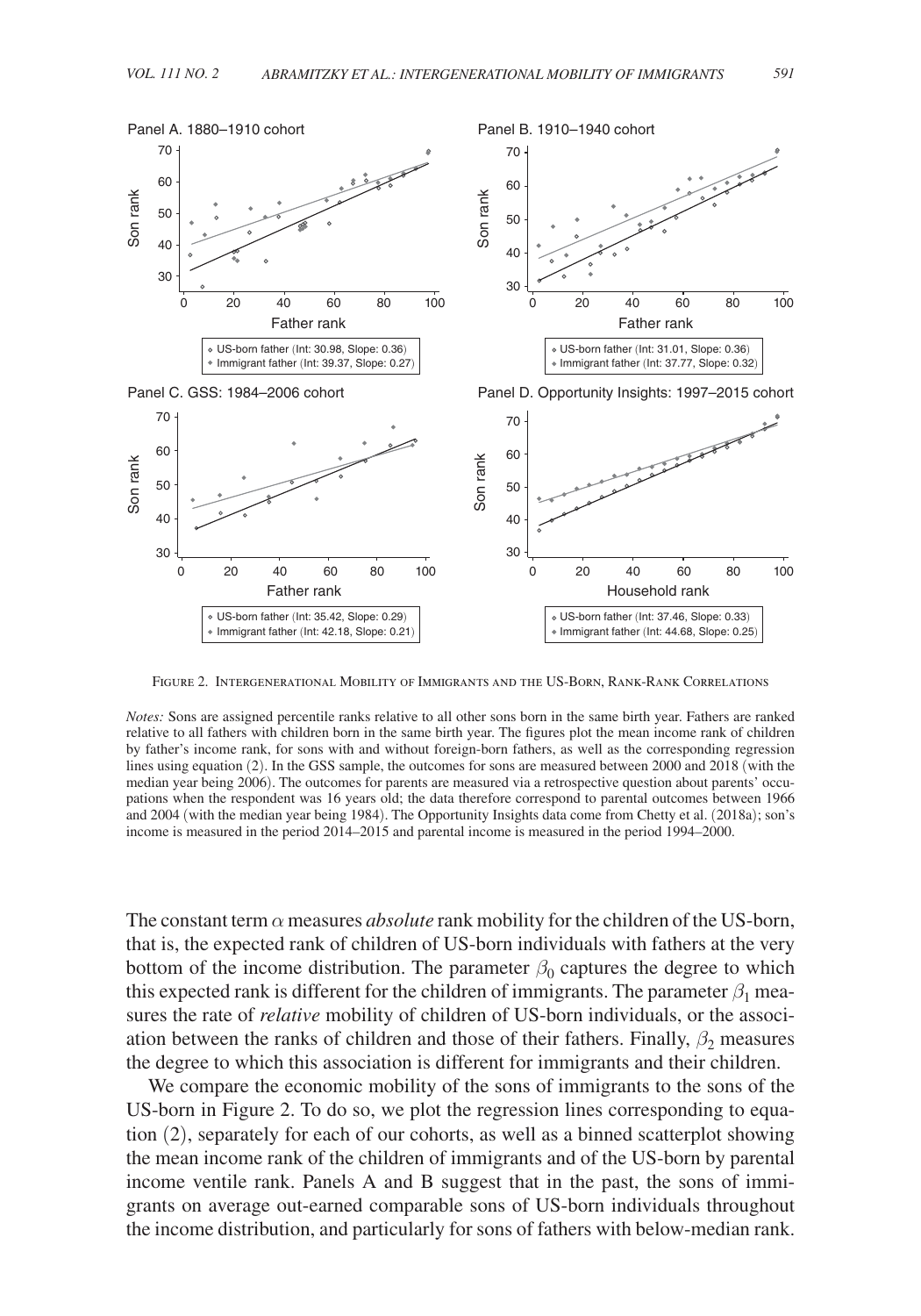Panel A. 1880–1910 cohort

- US-born father (Int: 30.98, Slope: 0.36)
- Immigrant father (Int: 39.37, Slope: 0.27)

Panel B. 1910–1940 cohort

- US-born father (Int: 31.01, Slope: 0.36)
- Immigrant father (Int: 37.77, Slope: 0.32)

Panel C. GSS: 1984–2006 cohort

- US-born father (Int: 35.42, Slope: 0.29)
- Immigrant father (Int: 42.18, Slope: 0.21)

Panel D. Opportunity Insights: 1997–2015 cohort

- US-born father (Int: 37.46, Slope: 0.33)
- Immigrant father (Int: 44.68, Slope: 0.25)

Figure 2. Intergenerational Mobility of Immigrants and the US-Born, Rank-Rank Correlations

*Notes:* Sons are assigned percentile ranks relative to all other sons born in the same birth year. Fathers are ranked relative to all fathers with children born in the same birth year. The figures plot the mean income rank of children by father's income rank, for sons with and without foreign-born fathers, as well as the corresponding regression lines using equation (2). In the GSS sample, the outcomes for sons are measured between 2000 and 2018 (with the median year being 2006). The outcomes for parents are measured via a retrospective question about parents' occupations when the respondent was 16 years old; the data therefore correspond to parental outcomes between 1966 and 2004 (with the median year being 1984). The Opportunity Insights data come from Chetty et al. (2018a); son's income is measured in the period 2014–2015 and parental income is measured in the period 1994–2000.

The constant term $\alpha$ measures *absolute* rank mobility for the children of the US-born, that is, the expected rank of children of US-born individuals with fathers at the very bottom of the income distribution. The parameter $\beta_0$ captures the degree to which this expected rank is different for the children of immigrants. The parameter $\beta_1$ measures the rate of *relative* mobility of children of US-born individuals, or the association between the ranks of children and those of their fathers. Finally, $\beta_2$ measures the degree to which this association is different for immigrants and their children.

We compare the economic mobility of the sons of immigrants to the sons of the US-born in Figure 2. To do so, we plot the regression lines corresponding to equation (2), separately for each of our cohorts, as well as a binned scatterplot showing the mean income rank of the children of immigrants and of the US-born by parental income ventile rank. Panels A and B suggest that in the past, the sons of immigrants on average out-earned comparable sons of US-born individuals throughout the income distribution, and particularly for sons of fathers with below-median rank.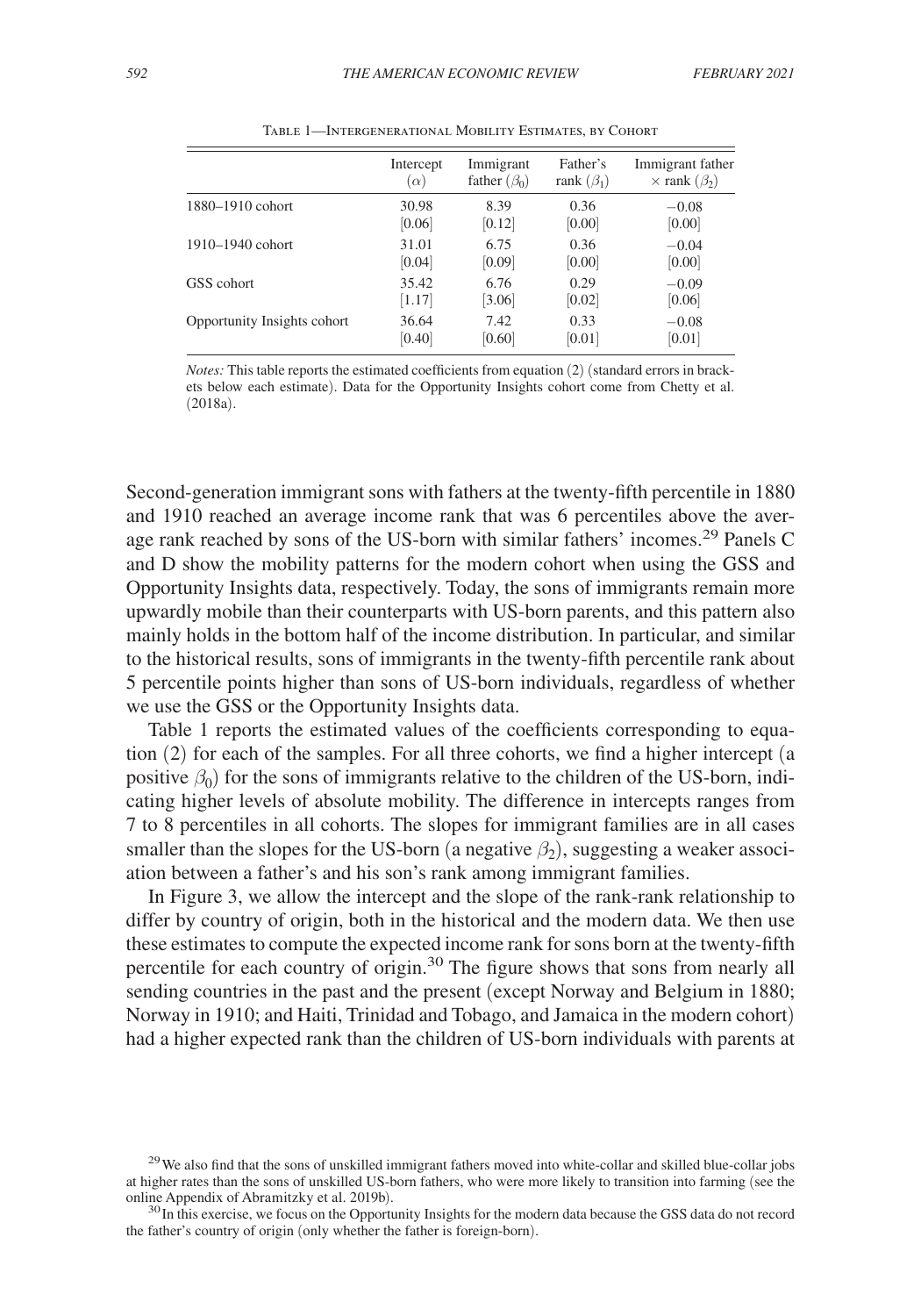Table 1—Intergenerational Mobility Estimates, by Cohort

| | Intercept ($\alpha$) | Immigrant father ($\beta_0$) | Father's rank ($\beta_1$) | Immigrant father $\times$ rank ($\beta_2$) |
|---|---|---|---|---|
| 1880–1910 cohort | 30.98 | 8.39 | 0.36 | −0.08 |
| | [0.06] | [0.12] | [0.00] | [0.00] |
| 1910–1940 cohort | 31.01 | 6.75 | 0.36 | −0.04 |
| | [0.04] | [0.09] | [0.00] | [0.00] |
| GSS cohort | 35.42 | 6.76 | 0.29 | −0.09 |
| | [1.17] | [3.06] | [0.02] | [0.06] |
| Opportunity Insights cohort | 36.64 | 7.42 | 0.33 | −0.08 |
| | [0.40] | [0.60] | [0.01] | [0.01] |

*Notes:* This table reports the estimated coefficients from equation (2) (standard errors in brackets below each estimate). Data for the Opportunity Insights cohort come from Chetty et al. (2018a).

Second-generation immigrant sons with fathers at the twenty-fifth percentile in 1880 and 1910 reached an average income rank that was 6 percentiles above the average rank reached by sons of the US-born with similar fathers' incomes.[29] Panels C and D show the mobility patterns for the modern cohort when using the GSS and Opportunity Insights data, respectively. Today, the sons of immigrants remain more upwardly mobile than their counterparts with US-born parents, and this pattern also mainly holds in the bottom half of the income distribution. In particular, and similar to the historical results, sons of immigrants in the twenty-fifth percentile rank about 5 percentile points higher than sons of US-born individuals, regardless of whether we use the GSS or the Opportunity Insights data.

Table 1 reports the estimated values of the coefficients corresponding to equation (2) for each of the samples. For all three cohorts, we find a higher intercept (a positive $\beta_0$) for the sons of immigrants relative to the children of the US-born, indicating higher levels of absolute mobility. The difference in intercepts ranges from 7 to 8 percentiles in all cohorts. The slopes for immigrant families are in all cases smaller than the slopes for the US-born (a negative $\beta_2$), suggesting a weaker association between a father's and his son's rank among immigrant families.

In Figure 3, we allow the intercept and the slope of the rank-rank relationship to differ by country of origin, both in the historical and the modern data. We then use these estimates to compute the expected income rank for sons born at the twenty-fifth percentile for each country of origin.[30] The figure shows that sons from nearly all sending countries in the past and the present (except Norway and Belgium in 1880; Norway in 1910; and Haiti, Trinidad and Tobago, and Jamaica in the modern cohort) had a higher expected rank than the children of US-born individuals with parents at

[29] We also find that the sons of unskilled immigrant fathers moved into white-collar and skilled blue-collar jobs at higher rates than the sons of unskilled US-born fathers, who were more likely to transition into farming (see the online Appendix of Abramitzky et al. 2019b).

[30] In this exercise, we focus on the Opportunity Insights for the modern data because the GSS data do not record the father's country of origin (only whether the father is foreign-born).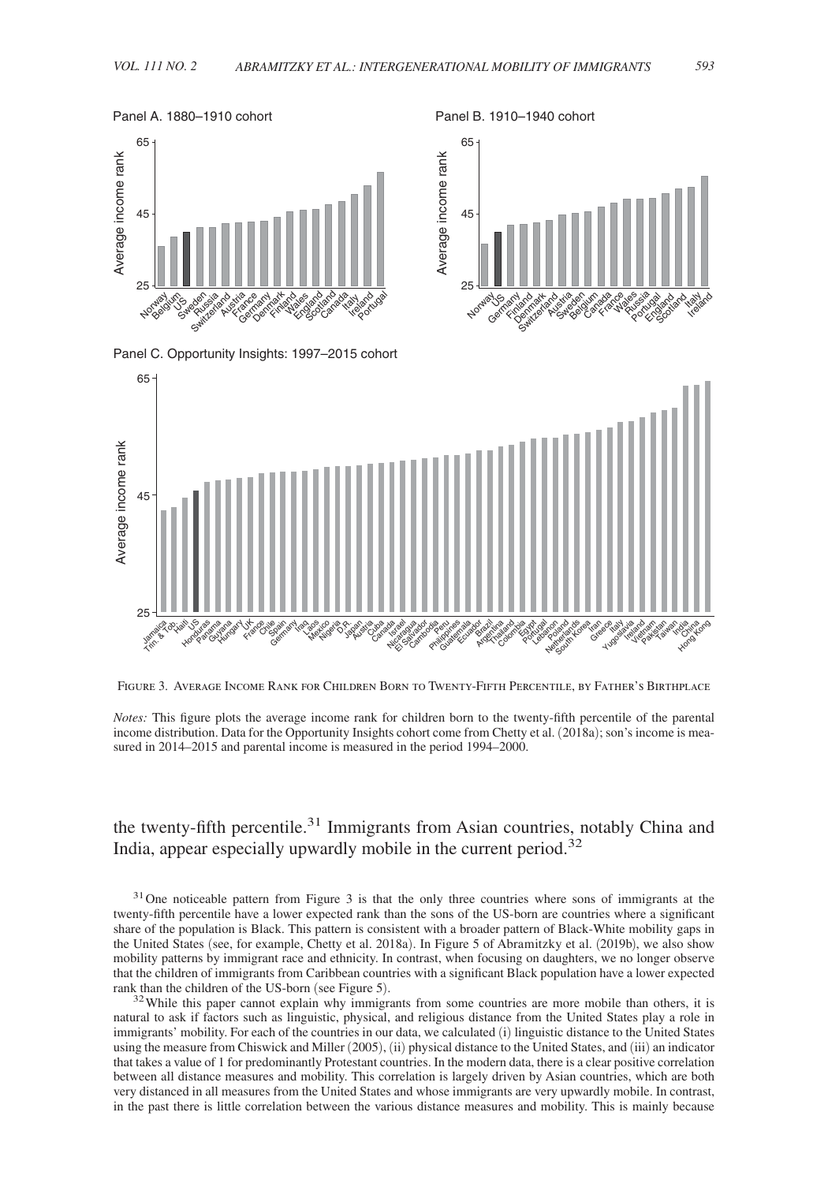Panel A. 1880–1910 cohort

Panel B. 1910–1940 cohort

Panel C. Opportunity Insights: 1997–2015 cohort

Figure 3. Average Income Rank for Children Born to Twenty-Fifth Percentile, by Father's Birthplace

*Notes:* This figure plots the average income rank for children born to the twenty-fifth percentile of the parental income distribution. Data for the Opportunity Insights cohort come from Chetty et al. (2018a); son's income is measured in 2014–2015 and parental income is measured in the period 1994–2000.

the twenty-fifth percentile.[31] Immigrants from Asian countries, notably China and India, appear especially upwardly mobile in the current period.[32]

[31] One noticeable pattern from Figure 3 is that the only three countries where sons of immigrants at the twenty-fifth percentile have a lower expected rank than the sons of the US-born are countries where a significant share of the population is Black. This pattern is consistent with a broader pattern of Black-White mobility gaps in the United States (see, for example, Chetty et al. 2018a). In Figure 5 of Abramitzky et al. (2019b), we also show mobility patterns by immigrant race and ethnicity. In contrast, when focusing on daughters, we no longer observe that the children of immigrants from Caribbean countries with a significant Black population have a lower expected rank than the children of the US-born (see Figure 5).

[32] While this paper cannot explain why immigrants from some countries are more mobile than others, it is natural to ask if factors such as linguistic, physical, and religious distance from the United States play a role in immigrants' mobility. For each of the countries in our data, we calculated (i) linguistic distance to the United States using the measure from Chiswick and Miller (2005), (ii) physical distance to the United States, and (iii) an indicator that takes a value of 1 for predominantly Protestant countries. In the modern data, there is a clear positive correlation between all distance measures and mobility. This correlation is largely driven by Asian countries, which are both very distanced in all measures from the United States and whose immigrants are very upwardly mobile. In contrast, in the past there is little correlation between the various distance measures and mobility. This is mainly because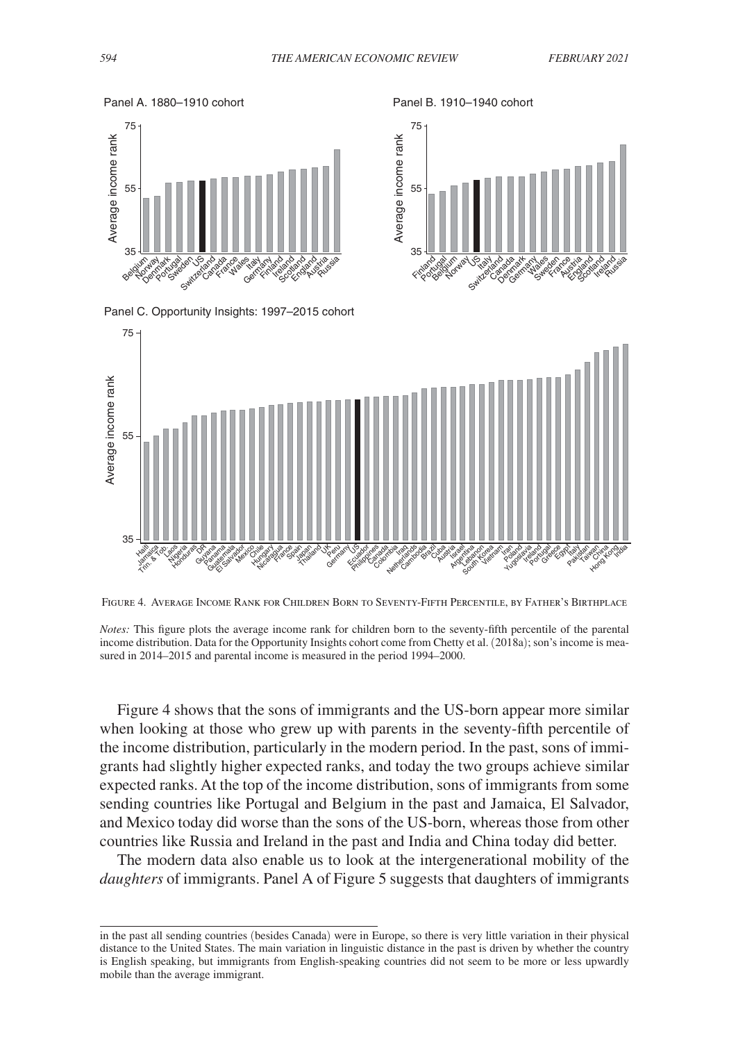FIGURE 4. AVERAGE INCOME RANK FOR CHILDREN BORN TO SEVENTY-FIFTH PERCENTILE, BY FATHER'S BIRTHPLACE

*Notes:* This figure plots the average income rank for children born to the seventy-fifth percentile of the parental income distribution. Data for the Opportunity Insights cohort come from Chetty et al. (2018a); son's income is measured in 2014–2015 and parental income is measured in the period 1994–2000.

Figure 4 shows that the sons of immigrants and the US-born appear more similar when looking at those who grew up with parents in the seventy-fifth percentile of the income distribution, particularly in the modern period. In the past, sons of immigrants had slightly higher expected ranks, and today the two groups achieve similar expected ranks. At the top of the income distribution, sons of immigrants from some sending countries like Portugal and Belgium in the past and Jamaica, El Salvador, and Mexico today did worse than the sons of the US-born, whereas those from other countries like Russia and Ireland in the past and India and China today did better.

The modern data also enable us to look at the intergenerational mobility of the *daughters* of immigrants. Panel A of Figure 5 suggests that daughters of immigrants

in the past all sending countries (besides Canada) were in Europe, so there is very little variation in their physical distance to the United States. The main variation in linguistic distance in the past is driven by whether the country is English speaking, but immigrants from English-speaking countries did not seem to be more or less upwardly mobile than the average immigrant.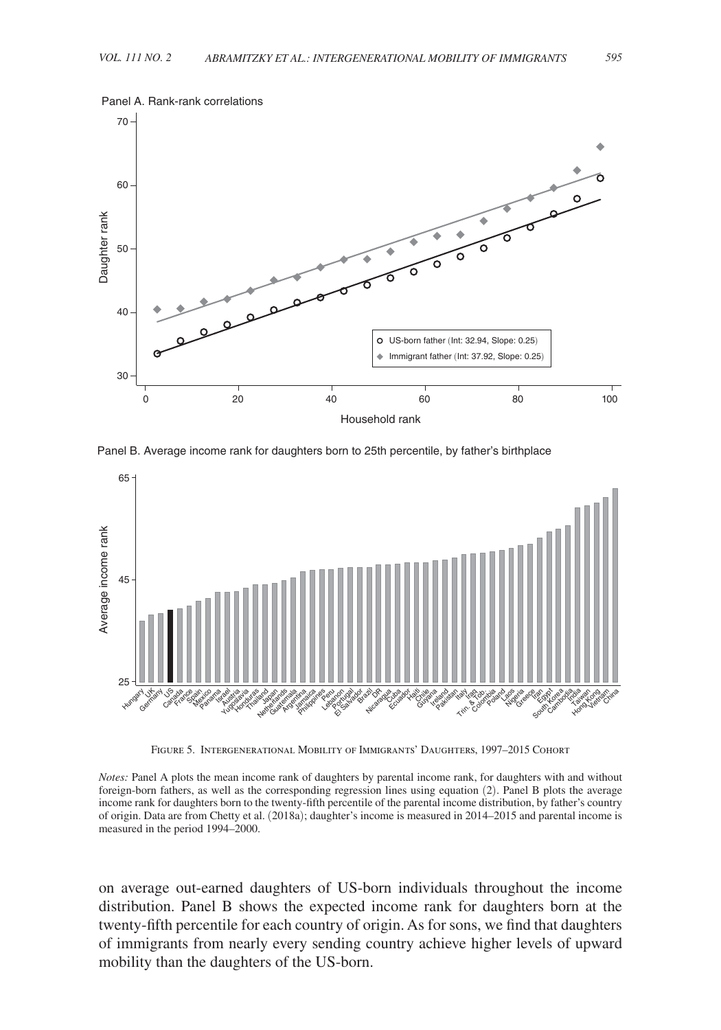Panel A. Rank-rank correlations

Panel B. Average income rank for daughters born to 25th percentile, by father's birthplace

Figure 5. Intergenerational Mobility of Immigrants' Daughters, 1997–2015 Cohort

*Notes:* Panel A plots the mean income rank of daughters by parental income rank, for daughters with and without foreign-born fathers, as well as the corresponding regression lines using equation (2). Panel B plots the average income rank for daughters born to the twenty-fifth percentile of the parental income distribution, by father's country of origin. Data are from Chetty et al. (2018a); daughter's income is measured in 2014–2015 and parental income is measured in the period 1994–2000.

on average out-earned daughters of US-born individuals throughout the income distribution. Panel B shows the expected income rank for daughters born at the twenty-fifth percentile for each country of origin. As for sons, we find that daughters of immigrants from nearly every sending country achieve higher levels of upward mobility than the daughters of the US-born.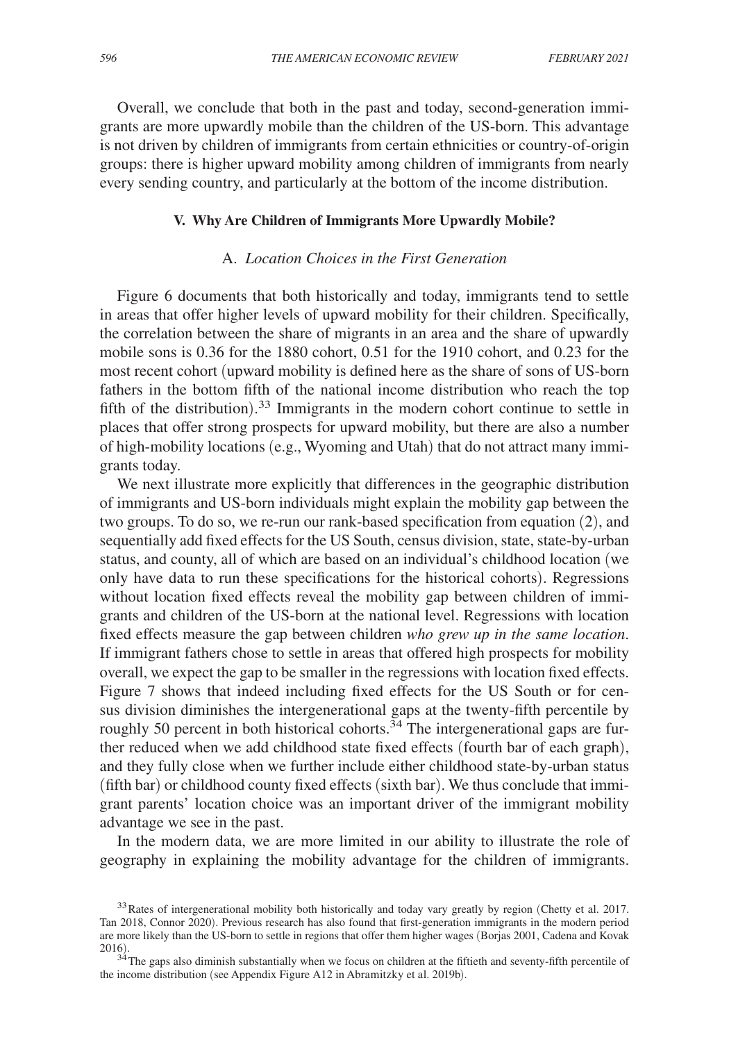Overall, we conclude that both in the past and today, second-generation immigrants are more upwardly mobile than the children of the US-born. This advantage is not driven by children of immigrants from certain ethnicities or country-of-origin groups: there is higher upward mobility among children of immigrants from nearly every sending country, and particularly at the bottom of the income distribution.

## V. Why Are Children of Immigrants More Upwardly Mobile?

### A. *Location Choices in the First Generation*

Figure 6 documents that both historically and today, immigrants tend to settle in areas that offer higher levels of upward mobility for their children. Specifically, the correlation between the share of migrants in an area and the share of upwardly mobile sons is 0.36 for the 1880 cohort, 0.51 for the 1910 cohort, and 0.23 for the most recent cohort (upward mobility is defined here as the share of sons of US-born fathers in the bottom fifth of the national income distribution who reach the top fifth of the distribution).[33] Immigrants in the modern cohort continue to settle in places that offer strong prospects for upward mobility, but there are also a number of high-mobility locations (e.g., Wyoming and Utah) that do not attract many immigrants today.

We next illustrate more explicitly that differences in the geographic distribution of immigrants and US-born individuals might explain the mobility gap between the two groups. To do so, we re-run our rank-based specification from equation (2), and sequentially add fixed effects for the US South, census division, state, state-by-urban status, and county, all of which are based on an individual's childhood location (we only have data to run these specifications for the historical cohorts). Regressions without location fixed effects reveal the mobility gap between children of immigrants and children of the US-born at the national level. Regressions with location fixed effects measure the gap between children *who grew up in the same location*. If immigrant fathers chose to settle in areas that offered high prospects for mobility overall, we expect the gap to be smaller in the regressions with location fixed effects. Figure 7 shows that indeed including fixed effects for the US South or for census division diminishes the intergenerational gaps at the twenty-fifth percentile by roughly 50 percent in both historical cohorts.[34] The intergenerational gaps are further reduced when we add childhood state fixed effects (fourth bar of each graph), and they fully close when we further include either childhood state-by-urban status (fifth bar) or childhood county fixed effects (sixth bar). We thus conclude that immigrant parents' location choice was an important driver of the immigrant mobility advantage we see in the past.

In the modern data, we are more limited in our ability to illustrate the role of geography in explaining the mobility advantage for the children of immigrants.

[33] Rates of intergenerational mobility both historically and today vary greatly by region (Chetty et al. 2017. Tan 2018, Connor 2020). Previous research has also found that first-generation immigrants in the modern period are more likely than the US-born to settle in regions that offer them higher wages (Borjas 2001, Cadena and Kovak 2016).

[34] The gaps also diminish substantially when we focus on children at the fiftieth and seventy-fifth percentile of the income distribution (see Appendix Figure A12 in Abramitzky et al. 2019b).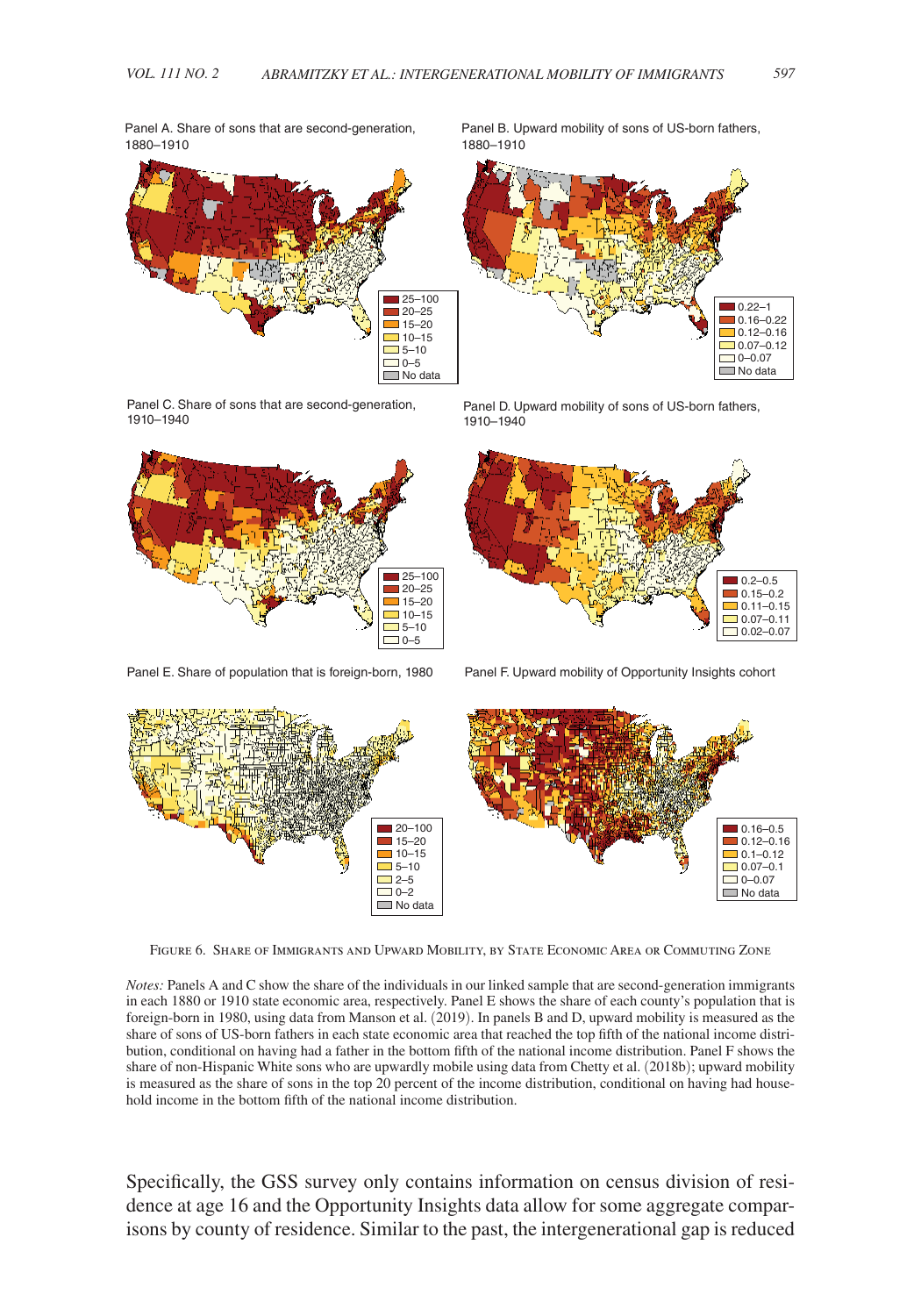Panel A. Share of sons that are second-generation, 1880–1910

Panel B. Upward mobility of sons of US-born fathers, 1880–1910

Panel C. Share of sons that are second-generation, 1910–1940

Panel D. Upward mobility of sons of US-born fathers, 1910–1940

Panel E. Share of population that is foreign-born, 1980

Panel F. Upward mobility of Opportunity Insights cohort

Figure 6. Share of Immigrants and Upward Mobility, by State Economic Area or Commuting Zone

*Notes:* Panels A and C show the share of the individuals in our linked sample that are second-generation immigrants in each 1880 or 1910 state economic area, respectively. Panel E shows the share of each county's population that is foreign-born in 1980, using data from Manson et al. (2019). In panels B and D, upward mobility is measured as the share of sons of US-born fathers in each state economic area that reached the top fifth of the national income distribution, conditional on having had a father in the bottom fifth of the national income distribution. Panel F shows the share of non-Hispanic White sons who are upwardly mobile using data from Chetty et al. (2018b); upward mobility is measured as the share of sons in the top 20 percent of the income distribution, conditional on having had household income in the bottom fifth of the national income distribution.

Specifically, the GSS survey only contains information on census division of residence at age 16 and the Opportunity Insights data allow for some aggregate comparisons by county of residence. Similar to the past, the intergenerational gap is reduced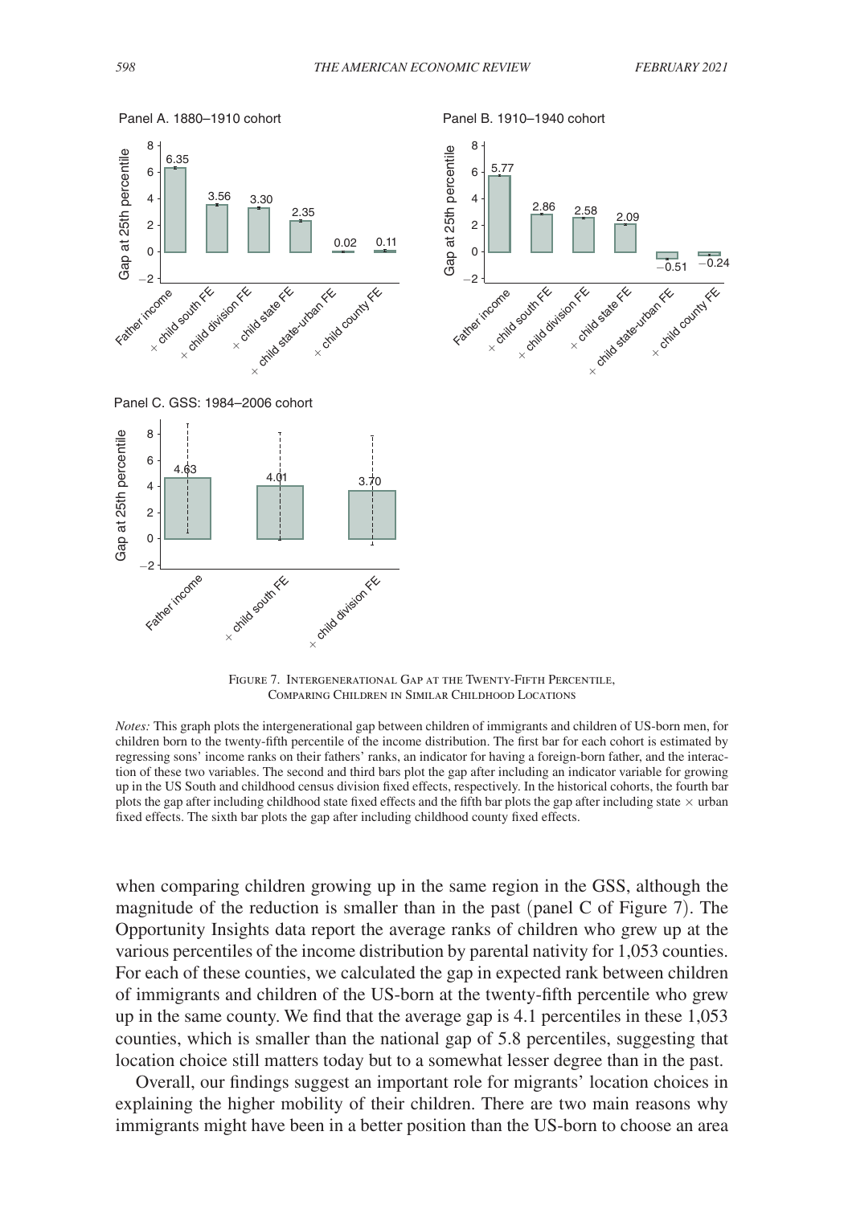Figure 7. Intergenerational Gap at the Twenty-Fifth Percentile, Comparing Children in Similar Childhood Locations

*Notes:* This graph plots the intergenerational gap between children of immigrants and children of US-born men, for children born to the twenty-fifth percentile of the income distribution. The first bar for each cohort is estimated by regressing sons' income ranks on their fathers' ranks, an indicator for having a foreign-born father, and the interaction of these two variables. The second and third bars plot the gap after including an indicator variable for growing up in the US South and childhood census division fixed effects, respectively. In the historical cohorts, the fourth bar plots the gap after including childhood state fixed effects and the fifth bar plots the gap after including state × urban fixed effects. The sixth bar plots the gap after including childhood county fixed effects.

when comparing children growing up in the same region in the GSS, although the magnitude of the reduction is smaller than in the past (panel C of Figure 7). The Opportunity Insights data report the average ranks of children who grew up at the various percentiles of the income distribution by parental nativity for 1,053 counties. For each of these counties, we calculated the gap in expected rank between children of immigrants and children of the US-born at the twenty-fifth percentile who grew up in the same county. We find that the average gap is 4.1 percentiles in these 1,053 counties, which is smaller than the national gap of 5.8 percentiles, suggesting that location choice still matters today but to a somewhat lesser degree than in the past.

Overall, our findings suggest an important role for migrants' location choices in explaining the higher mobility of their children. There are two main reasons why immigrants might have been in a better position than the US-born to choose an area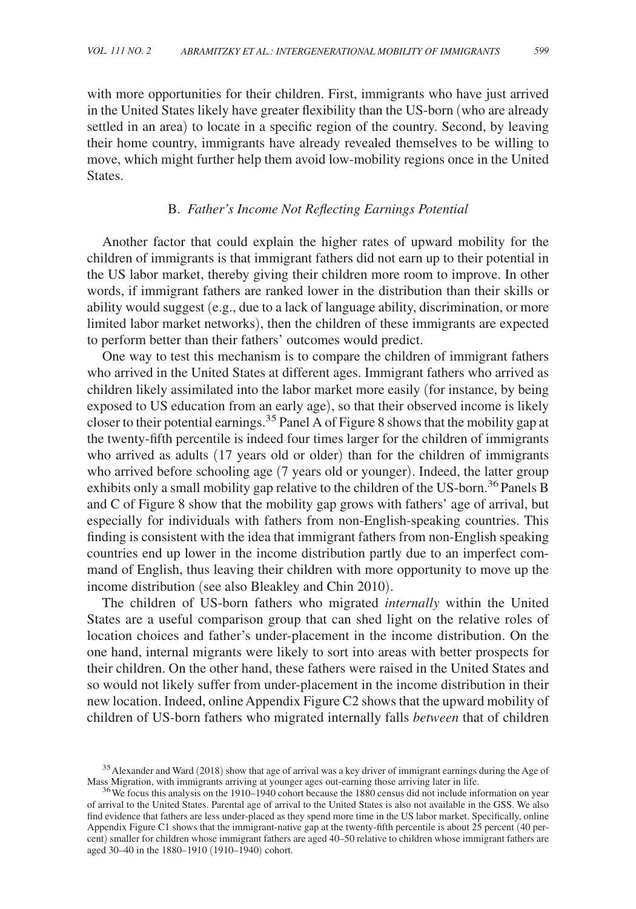with more opportunities for their children. First, immigrants who have just arrived in the United States likely have greater flexibility than the US-born (who are already settled in an area) to locate in a specific region of the country. Second, by leaving their home country, immigrants have already revealed themselves to be willing to move, which might further help them avoid low-mobility regions once in the United States.

### B. *Father's Income Not Reflecting Earnings Potential*

Another factor that could explain the higher rates of upward mobility for the children of immigrants is that immigrant fathers did not earn up to their potential in the US labor market, thereby giving their children more room to improve. In other words, if immigrant fathers are ranked lower in the distribution than their skills or ability would suggest (e.g., due to a lack of language ability, discrimination, or more limited labor market networks), then the children of these immigrants are expected to perform better than their fathers' outcomes would predict.

One way to test this mechanism is to compare the children of immigrant fathers who arrived in the United States at different ages. Immigrant fathers who arrived as children likely assimilated into the labor market more easily (for instance, by being exposed to US education from an early age), so that their observed income is likely closer to their potential earnings.[35] Panel A of Figure 8 shows that the mobility gap at the twenty-fifth percentile is indeed four times larger for the children of immigrants who arrived as adults (17 years old or older) than for the children of immigrants who arrived before schooling age (7 years old or younger). Indeed, the latter group exhibits only a small mobility gap relative to the children of the US-born.[36] Panels B and C of Figure 8 show that the mobility gap grows with fathers' age of arrival, but especially for individuals with fathers from non-English-speaking countries. This finding is consistent with the idea that immigrant fathers from non-English speaking countries end up lower in the income distribution partly due to an imperfect command of English, thus leaving their children with more opportunity to move up the income distribution (see also Bleakley and Chin 2010).

The children of US-born fathers who migrated *internally* within the United States are a useful comparison group that can shed light on the relative roles of location choices and father's under-placement in the income distribution. On the one hand, internal migrants were likely to sort into areas with better prospects for their children. On the other hand, these fathers were raised in the United States and so would not likely suffer from under-placement in the income distribution in their new location. Indeed, online Appendix Figure C2 shows that the upward mobility of children of US-born fathers who migrated internally falls *between* that of children

[35] Alexander and Ward (2018) show that age of arrival was a key driver of immigrant earnings during the Age of Mass Migration, with immigrants arriving at younger ages out-earning those arriving later in life.

[36] We focus this analysis on the 1910–1940 cohort because the 1880 census did not include information on year of arrival to the United States. Parental age of arrival to the United States is also not available in the GSS. We also find evidence that fathers are less under-placed as they spend more time in the US labor market. Specifically, online Appendix Figure C1 shows that the immigrant-native gap at the twenty-fifth percentile is about 25 percent (40 percent) smaller for children whose immigrant fathers are aged 40–50 relative to children whose immigrant fathers are aged 30–40 in the 1880–1910 (1910–1940) cohort.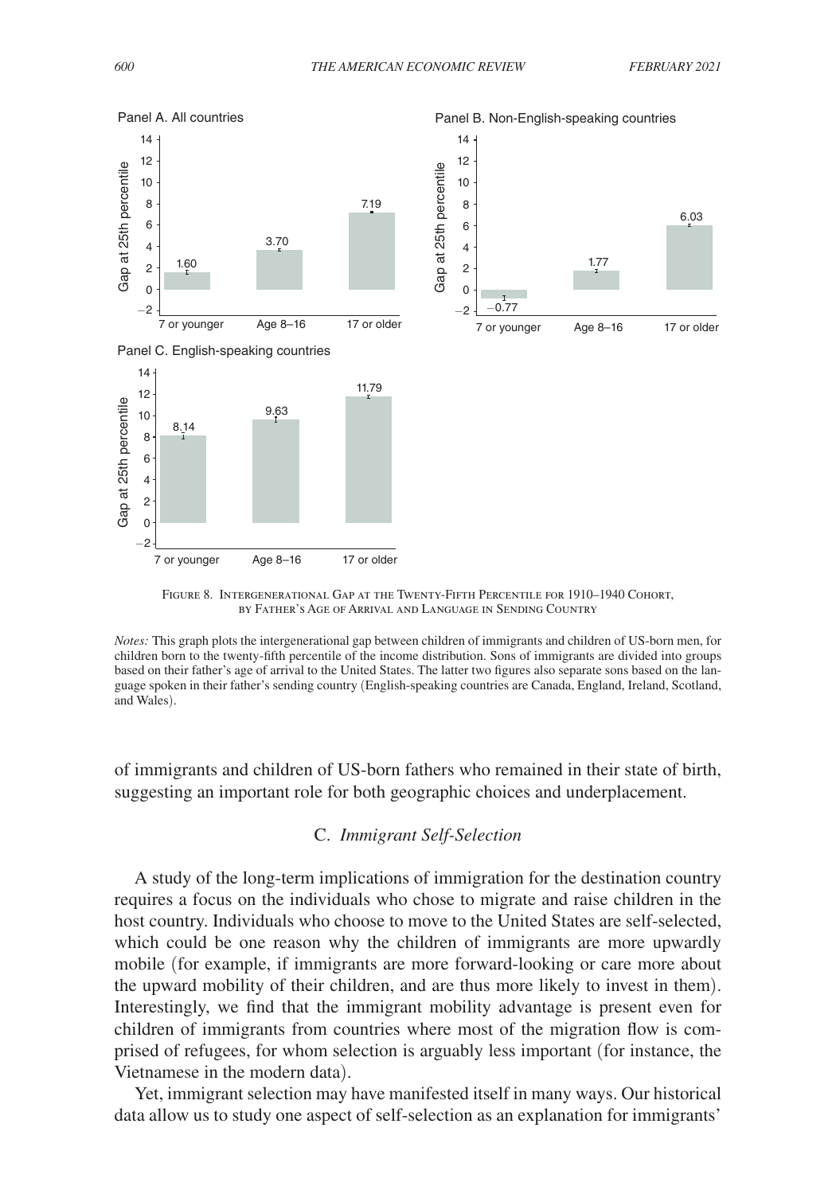FIGURE 8. INTERGENERATIONAL GAP AT THE TWENTY-FIFTH PERCENTILE FOR 1910–1940 COHORT, BY FATHER'S AGE OF ARRIVAL AND LANGUAGE IN SENDING COUNTRY

*Notes:* This graph plots the intergenerational gap between children of immigrants and children of US-born men, for children born to the twenty-fifth percentile of the income distribution. Sons of immigrants are divided into groups based on their father's age of arrival to the United States. The latter two figures also separate sons based on the language spoken in their father's sending country (English-speaking countries are Canada, England, Ireland, Scotland, and Wales).

of immigrants and children of US-born fathers who remained in their state of birth, suggesting an important role for both geographic choices and underplacement.

### C. *Immigrant Self-Selection*

A study of the long-term implications of immigration for the destination country requires a focus on the individuals who chose to migrate and raise children in the host country. Individuals who choose to move to the United States are self-selected, which could be one reason why the children of immigrants are more upwardly mobile (for example, if immigrants are more forward-looking or care more about the upward mobility of their children, and are thus more likely to invest in them). Interestingly, we find that the immigrant mobility advantage is present even for children of immigrants from countries where most of the migration flow is comprised of refugees, for whom selection is arguably less important (for instance, the Vietnamese in the modern data).

Yet, immigrant selection may have manifested itself in many ways. Our historical data allow us to study one aspect of self-selection as an explanation for immigrants'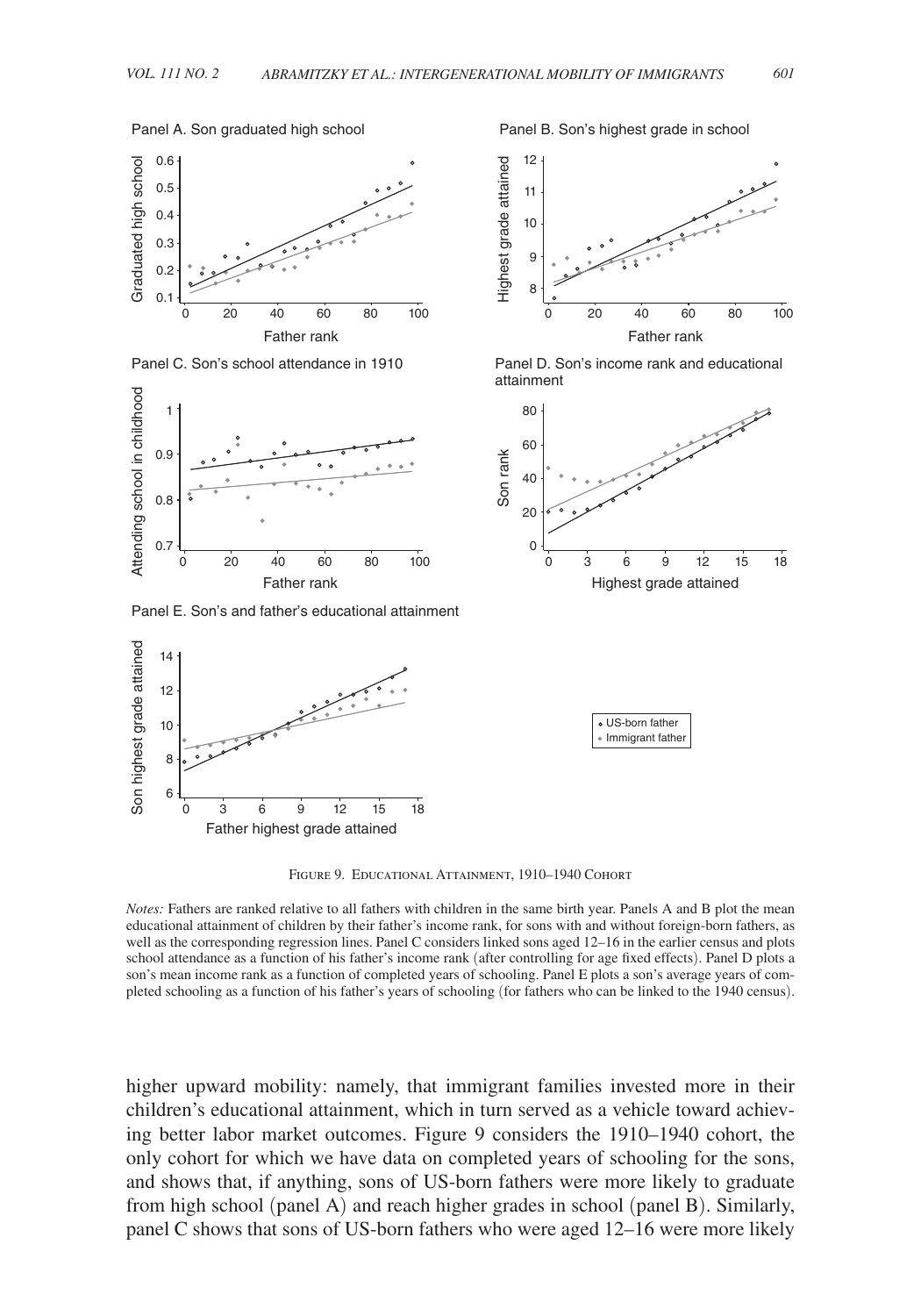Panel A. Son graduated high school

Panel B. Son's highest grade in school

Panel C. Son's school attendance in 1910

Panel D. Son's income rank and educational attainment

Panel E. Son's and father's educational attainment

Figure 9. Educational Attainment, 1910–1940 Cohort

*Notes:* Fathers are ranked relative to all fathers with children in the same birth year. Panels A and B plot the mean educational attainment of children by their father's income rank, for sons with and without foreign-born fathers, as well as the corresponding regression lines. Panel C considers linked sons aged 12–16 in the earlier census and plots school attendance as a function of his father's income rank (after controlling for age fixed effects). Panel D plots a son's mean income rank as a function of completed years of schooling. Panel E plots a son's average years of completed schooling as a function of his father's years of schooling (for fathers who can be linked to the 1940 census).

higher upward mobility: namely, that immigrant families invested more in their children's educational attainment, which in turn served as a vehicle toward achieving better labor market outcomes. Figure 9 considers the 1910–1940 cohort, the only cohort for which we have data on completed years of schooling for the sons, and shows that, if anything, sons of US-born fathers were more likely to graduate from high school (panel A) and reach higher grades in school (panel B). Similarly, panel C shows that sons of US-born fathers who were aged 12–16 were more likely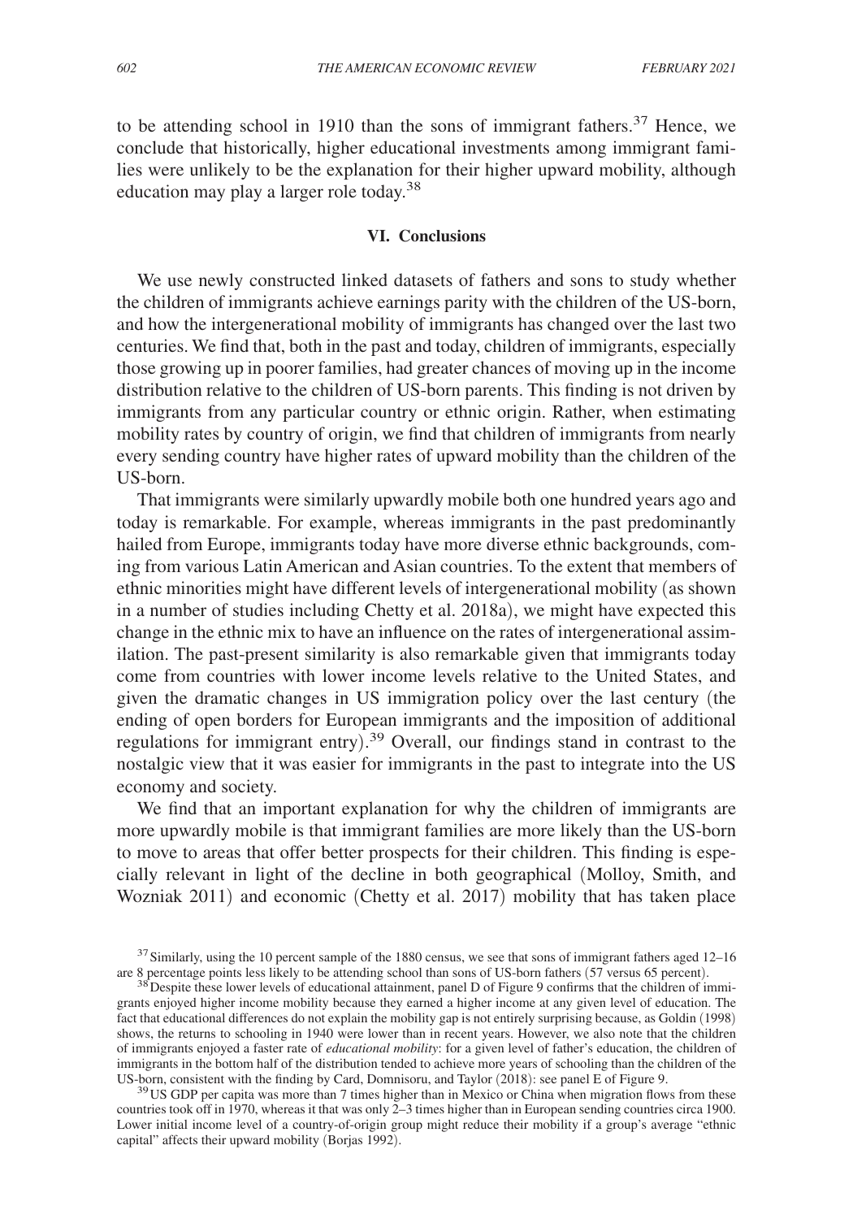to be attending school in 1910 than the sons of immigrant fathers.[37] Hence, we conclude that historically, higher educational investments among immigrant families were unlikely to be the explanation for their higher upward mobility, although education may play a larger role today.[38]

## VI. Conclusions

We use newly constructed linked datasets of fathers and sons to study whether the children of immigrants achieve earnings parity with the children of the US-born, and how the intergenerational mobility of immigrants has changed over the last two centuries. We find that, both in the past and today, children of immigrants, especially those growing up in poorer families, had greater chances of moving up in the income distribution relative to the children of US-born parents. This finding is not driven by immigrants from any particular country or ethnic origin. Rather, when estimating mobility rates by country of origin, we find that children of immigrants from nearly every sending country have higher rates of upward mobility than the children of the US-born.

That immigrants were similarly upwardly mobile both one hundred years ago and today is remarkable. For example, whereas immigrants in the past predominantly hailed from Europe, immigrants today have more diverse ethnic backgrounds, coming from various Latin American and Asian countries. To the extent that members of ethnic minorities might have different levels of intergenerational mobility (as shown in a number of studies including Chetty et al. 2018a), we might have expected this change in the ethnic mix to have an influence on the rates of intergenerational assimilation. The past-present similarity is also remarkable given that immigrants today come from countries with lower income levels relative to the United States, and given the dramatic changes in US immigration policy over the last century (the ending of open borders for European immigrants and the imposition of additional regulations for immigrant entry).[39] Overall, our findings stand in contrast to the nostalgic view that it was easier for immigrants in the past to integrate into the US economy and society.

We find that an important explanation for why the children of immigrants are more upwardly mobile is that immigrant families are more likely than the US-born to move to areas that offer better prospects for their children. This finding is especially relevant in light of the decline in both geographical (Molloy, Smith, and Wozniak 2011) and economic (Chetty et al. 2017) mobility that has taken place

[37] Similarly, using the 10 percent sample of the 1880 census, we see that sons of immigrant fathers aged 12–16 are 8 percentage points less likely to be attending school than sons of US-born fathers (57 versus 65 percent).

[38] Despite these lower levels of educational attainment, panel D of Figure 9 confirms that the children of immigrants enjoyed higher income mobility because they earned a higher income at any given level of education. The fact that educational differences do not explain the mobility gap is not entirely surprising because, as Goldin (1998) shows, the returns to schooling in 1940 were lower than in recent years. However, we also note that the children of immigrants enjoyed a faster rate of *educational mobility*: for a given level of father's education, the children of immigrants in the bottom half of the distribution tended to achieve more years of schooling than the children of the US-born, consistent with the finding by Card, Domnisoru, and Taylor (2018): see panel E of Figure 9.

[39] US GDP per capita was more than 7 times higher than in Mexico or China when migration flows from these countries took off in 1970, whereas it that was only 2–3 times higher than in European sending countries circa 1900. Lower initial income level of a country-of-origin group might reduce their mobility if a group's average "ethnic capital" affects their upward mobility (Borjas 1992).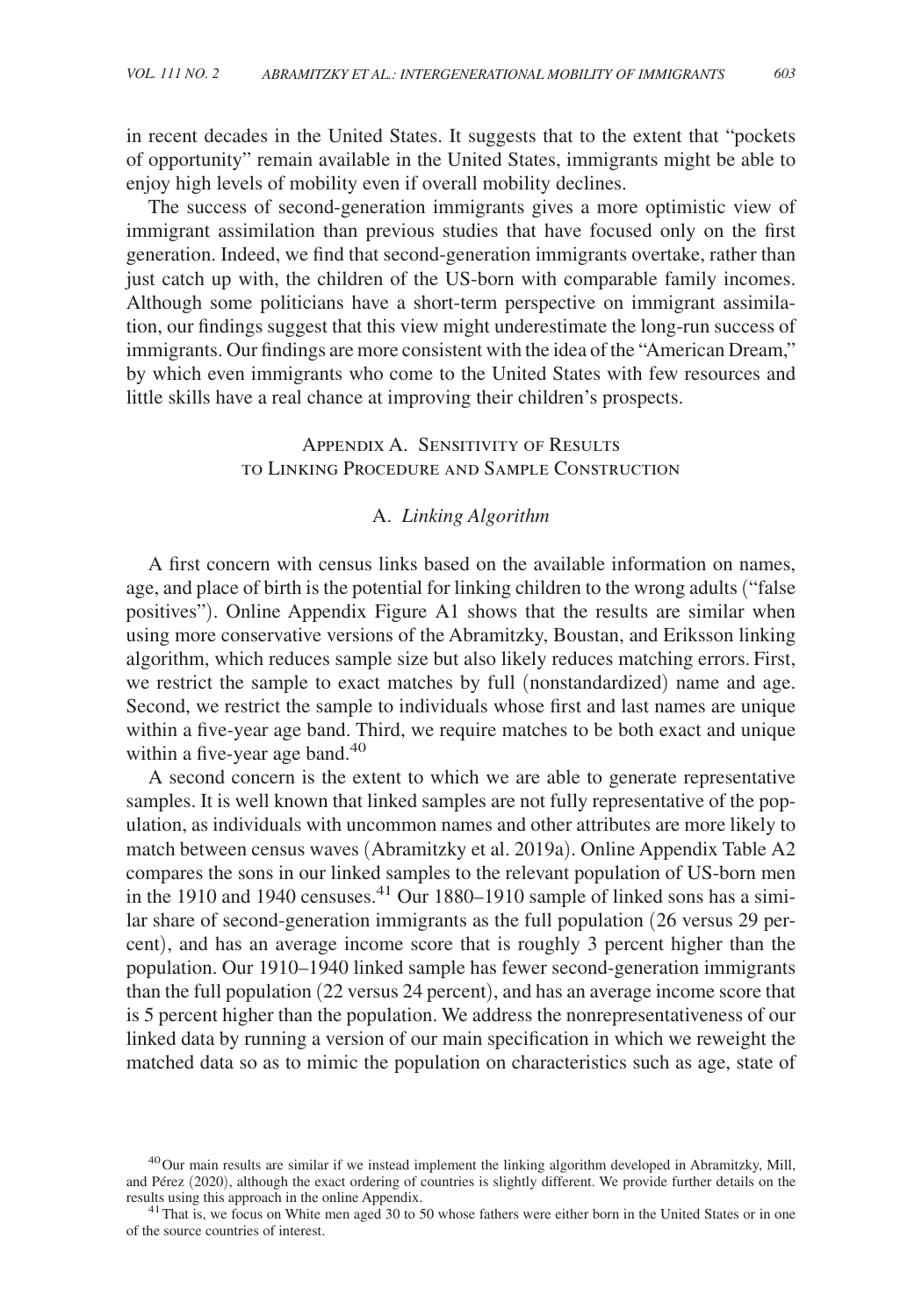in recent decades in the United States. It suggests that to the extent that "pockets of opportunity" remain available in the United States, immigrants might be able to enjoy high levels of mobility even if overall mobility declines.

The success of second-generation immigrants gives a more optimistic view of immigrant assimilation than previous studies that have focused only on the first generation. Indeed, we find that second-generation immigrants overtake, rather than just catch up with, the children of the US-born with comparable family incomes. Although some politicians have a short-term perspective on immigrant assimilation, our findings suggest that this view might underestimate the long-run success of immigrants. Our findings are more consistent with the idea of the "American Dream," by which even immigrants who come to the United States with few resources and little skills have a real chance at improving their children's prospects.

## Appendix A. Sensitivity of Results to Linking Procedure and Sample Construction

### A. *Linking Algorithm*

A first concern with census links based on the available information on names, age, and place of birth is the potential for linking children to the wrong adults ("false positives"). Online Appendix Figure A1 shows that the results are similar when using more conservative versions of the Abramitzky, Boustan, and Eriksson linking algorithm, which reduces sample size but also likely reduces matching errors. First, we restrict the sample to exact matches by full (nonstandardized) name and age. Second, we restrict the sample to individuals whose first and last names are unique within a five-year age band. Third, we require matches to be both exact and unique within a five-year age band.[40]

A second concern is the extent to which we are able to generate representative samples. It is well known that linked samples are not fully representative of the population, as individuals with uncommon names and other attributes are more likely to match between census waves (Abramitzky et al. 2019a). Online Appendix Table A2 compares the sons in our linked samples to the relevant population of US-born men in the 1910 and 1940 censuses.[41] Our 1880–1910 sample of linked sons has a similar share of second-generation immigrants as the full population (26 versus 29 percent), and has an average income score that is roughly 3 percent higher than the population. Our 1910–1940 linked sample has fewer second-generation immigrants than the full population (22 versus 24 percent), and has an average income score that is 5 percent higher than the population. We address the nonrepresentativeness of our linked data by running a version of our main specification in which we reweight the matched data so as to mimic the population on characteristics such as age, state of

---

[40] Our main results are similar if we instead implement the linking algorithm developed in Abramitzky, Mill, and Pérez (2020), although the exact ordering of countries is slightly different. We provide further details on the results using this approach in the online Appendix.

[41] That is, we focus on White men aged 30 to 50 whose fathers were either born in the United States or in one of the source countries of interest.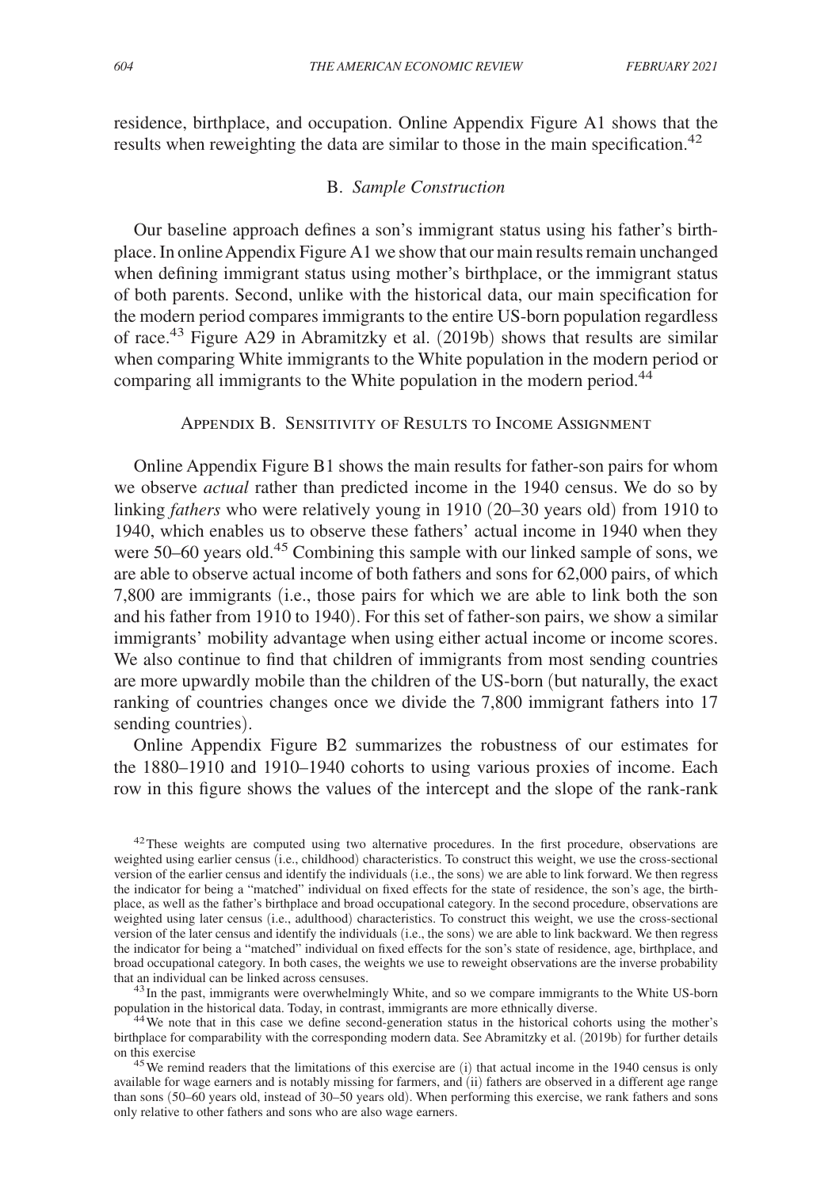residence, birthplace, and occupation. Online Appendix Figure A1 shows that the results when reweighting the data are similar to those in the main specification.[42]

### B. *Sample Construction*

Our baseline approach defines a son's immigrant status using his father's birthplace. In online Appendix Figure A1 we show that our main results remain unchanged when defining immigrant status using mother's birthplace, or the immigrant status of both parents. Second, unlike with the historical data, our main specification for the modern period compares immigrants to the entire US-born population regardless of race.[43] Figure A29 in Abramitzky et al. (2019b) shows that results are similar when comparing White immigrants to the White population in the modern period or comparing all immigrants to the White population in the modern period.[44]

## Appendix B. Sensitivity of Results to Income Assignment

Online Appendix Figure B1 shows the main results for father-son pairs for whom we observe *actual* rather than predicted income in the 1940 census. We do so by linking *fathers* who were relatively young in 1910 (20–30 years old) from 1910 to 1940, which enables us to observe these fathers' actual income in 1940 when they were 50–60 years old.[45] Combining this sample with our linked sample of sons, we are able to observe actual income of both fathers and sons for 62,000 pairs, of which 7,800 are immigrants (i.e., those pairs for which we are able to link both the son and his father from 1910 to 1940). For this set of father-son pairs, we show a similar immigrants' mobility advantage when using either actual income or income scores. We also continue to find that children of immigrants from most sending countries are more upwardly mobile than the children of the US-born (but naturally, the exact ranking of countries changes once we divide the 7,800 immigrant fathers into 17 sending countries).

Online Appendix Figure B2 summarizes the robustness of our estimates for the 1880–1910 and 1910–1940 cohorts to using various proxies of income. Each row in this figure shows the values of the intercept and the slope of the rank-rank

---

[42] These weights are computed using two alternative procedures. In the first procedure, observations are weighted using earlier census (i.e., childhood) characteristics. To construct this weight, we use the cross-sectional version of the earlier census and identify the individuals (i.e., the sons) we are able to link forward. We then regress the indicator for being a "matched" individual on fixed effects for the state of residence, the son's age, the birthplace, as well as the father's birthplace and broad occupational category. In the second procedure, observations are weighted using later census (i.e., adulthood) characteristics. To construct this weight, we use the cross-sectional version of the later census and identify the individuals (i.e., the sons) we are able to link backward. We then regress the indicator for being a "matched" individual on fixed effects for the son's state of residence, age, birthplace, and broad occupational category. In both cases, the weights we use to reweight observations are the inverse probability that an individual can be linked across censuses.

[43] In the past, immigrants were overwhelmingly White, and so we compare immigrants to the White US-born population in the historical data. Today, in contrast, immigrants are more ethnically diverse.

[44] We note that in this case we define second-generation status in the historical cohorts using the mother's birthplace for comparability with the corresponding modern data. See Abramitzky et al. (2019b) for further details on this exercise

[45] We remind readers that the limitations of this exercise are (i) that actual income in the 1940 census is only available for wage earners and is notably missing for farmers, and (ii) fathers are observed in a different age range than sons (50–60 years old, instead of 30–50 years old). When performing this exercise, we rank fathers and sons only relative to other fathers and sons who are also wage earners.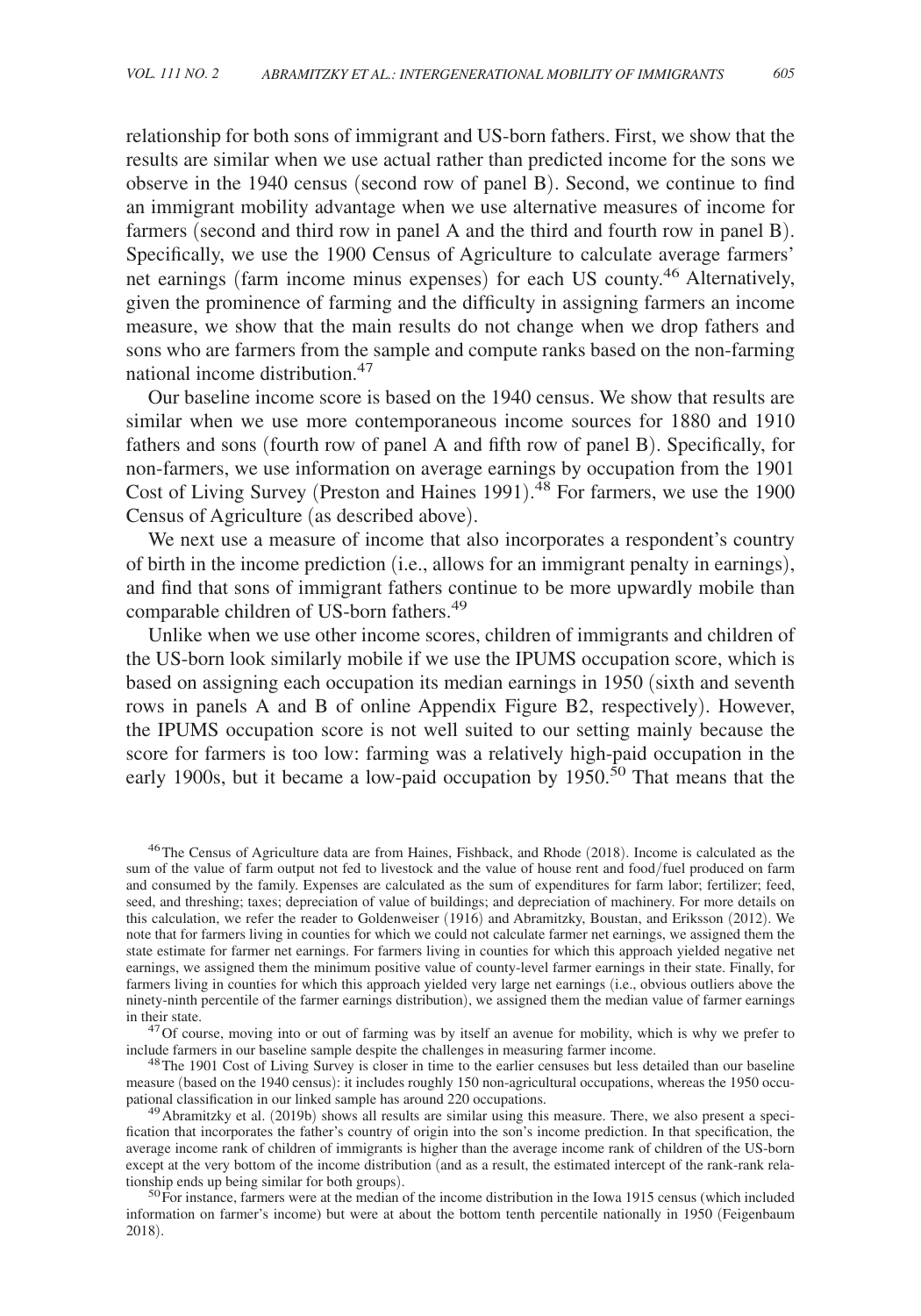relationship for both sons of immigrant and US-born fathers. First, we show that the results are similar when we use actual rather than predicted income for the sons we observe in the 1940 census (second row of panel B). Second, we continue to find an immigrant mobility advantage when we use alternative measures of income for farmers (second and third row in panel A and the third and fourth row in panel B). Specifically, we use the 1900 Census of Agriculture to calculate average farmers' net earnings (farm income minus expenses) for each US county.[46] Alternatively, given the prominence of farming and the difficulty in assigning farmers an income measure, we show that the main results do not change when we drop fathers and sons who are farmers from the sample and compute ranks based on the non-farming national income distribution.[47]

Our baseline income score is based on the 1940 census. We show that results are similar when we use more contemporaneous income sources for 1880 and 1910 fathers and sons (fourth row of panel A and fifth row of panel B). Specifically, for non-farmers, we use information on average earnings by occupation from the 1901 Cost of Living Survey (Preston and Haines 1991).[48] For farmers, we use the 1900 Census of Agriculture (as described above).

We next use a measure of income that also incorporates a respondent's country of birth in the income prediction (i.e., allows for an immigrant penalty in earnings), and find that sons of immigrant fathers continue to be more upwardly mobile than comparable children of US-born fathers.[49]

Unlike when we use other income scores, children of immigrants and children of the US-born look similarly mobile if we use the IPUMS occupation score, which is based on assigning each occupation its median earnings in 1950 (sixth and seventh rows in panels A and B of online Appendix Figure B2, respectively). However, the IPUMS occupation score is not well suited to our setting mainly because the score for farmers is too low: farming was a relatively high-paid occupation in the early 1900s, but it became a low-paid occupation by 1950.[50] That means that the

---

[46] The Census of Agriculture data are from Haines, Fishback, and Rhode (2018). Income is calculated as the sum of the value of farm output not fed to livestock and the value of house rent and food/fuel produced on farm and consumed by the family. Expenses are calculated as the sum of expenditures for farm labor; fertilizer; feed, seed, and threshing; taxes; depreciation of value of buildings; and depreciation of machinery. For more details on this calculation, we refer the reader to Goldenweiser (1916) and Abramitzky, Boustan, and Eriksson (2012). We note that for farmers living in counties for which we could not calculate farmer net earnings, we assigned them the state estimate for farmer net earnings. For farmers living in counties for which this approach yielded negative net earnings, we assigned them the minimum positive value of county-level farmer earnings in their state. Finally, for farmers living in counties for which this approach yielded very large net earnings (i.e., obvious outliers above the ninety-ninth percentile of the farmer earnings distribution), we assigned them the median value of farmer earnings in their state.

[47] Of course, moving into or out of farming was by itself an avenue for mobility, which is why we prefer to include farmers in our baseline sample despite the challenges in measuring farmer income.

[48] The 1901 Cost of Living Survey is closer in time to the earlier censuses but less detailed than our baseline measure (based on the 1940 census): it includes roughly 150 non-agricultural occupations, whereas the 1950 occupational classification in our linked sample has around 220 occupations.

[49] Abramitzky et al. (2019b) shows all results are similar using this measure. There, we also present a specification that incorporates the father's country of origin into the son's income prediction. In that specification, the average income rank of children of immigrants is higher than the average income rank of children of the US-born except at the very bottom of the income distribution (and as a result, the estimated intercept of the rank-rank relationship ends up being similar for both groups).

[50] For instance, farmers were at the median of the income distribution in the Iowa 1915 census (which included information on farmer's income) but were at about the bottom tenth percentile nationally in 1950 (Feigenbaum 2018).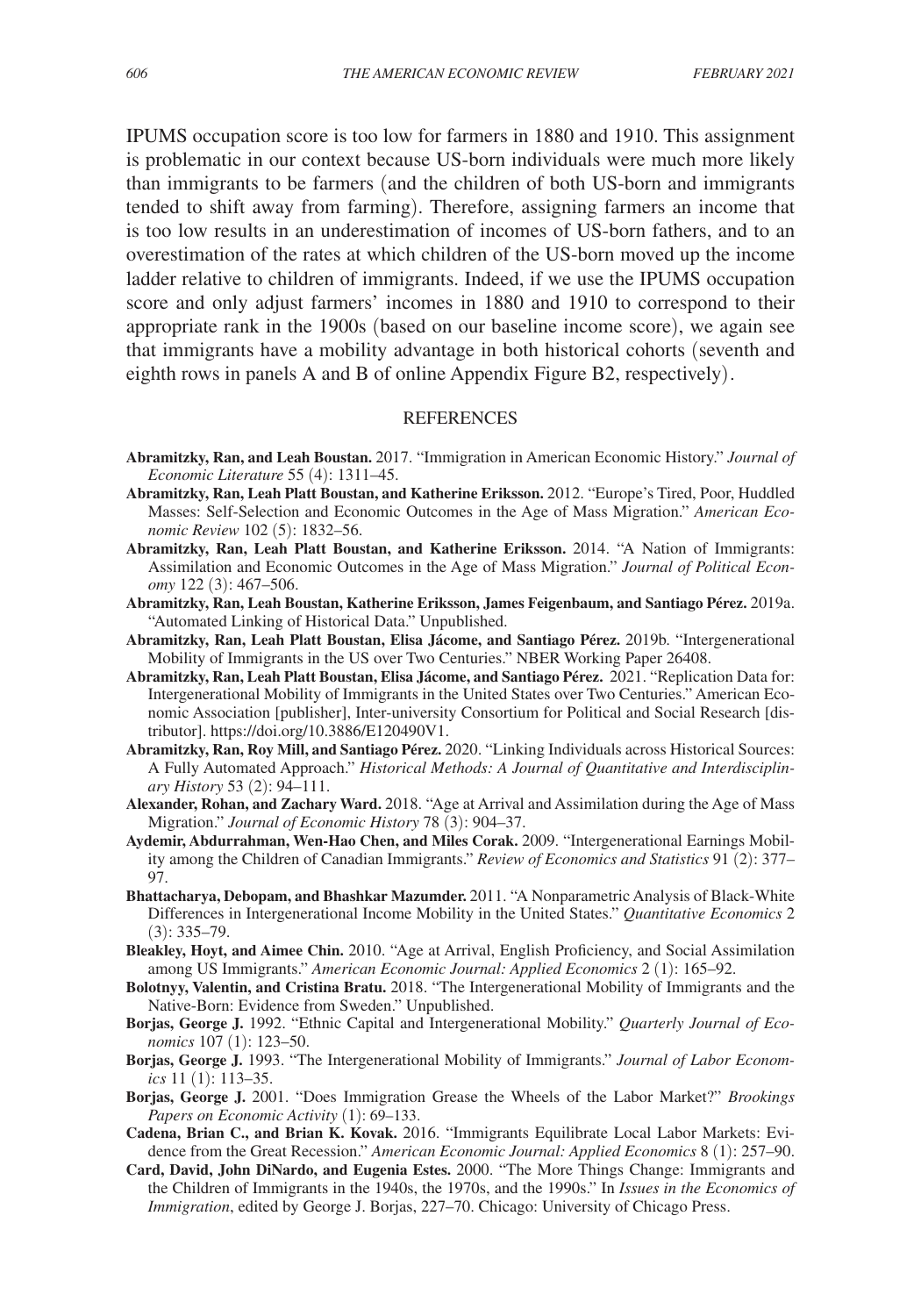IPUMS occupation score is too low for farmers in 1880 and 1910. This assignment is problematic in our context because US-born individuals were much more likely than immigrants to be farmers (and the children of both US-born and immigrants tended to shift away from farming). Therefore, assigning farmers an income that is too low results in an underestimation of incomes of US-born fathers, and to an overestimation of the rates at which children of the US-born moved up the income ladder relative to children of immigrants. Indeed, if we use the IPUMS occupation score and only adjust farmers' incomes in 1880 and 1910 to correspond to their appropriate rank in the 1900s (based on our baseline income score), we again see that immigrants have a mobility advantage in both historical cohorts (seventh and eighth rows in panels A and B of online Appendix Figure B2, respectively).

## REFERENCES

**Abramitzky, Ran, and Leah Boustan.** 2017. "Immigration in American Economic History." *Journal of Economic Literature* 55 (4): 1311–45.

**Abramitzky, Ran, Leah Platt Boustan, and Katherine Eriksson.** 2012. "Europe's Tired, Poor, Huddled Masses: Self-Selection and Economic Outcomes in the Age of Mass Migration." *American Economic Review* 102 (5): 1832–56.

**Abramitzky, Ran, Leah Platt Boustan, and Katherine Eriksson.** 2014. "A Nation of Immigrants: Assimilation and Economic Outcomes in the Age of Mass Migration." *Journal of Political Economy* 122 (3): 467–506.

**Abramitzky, Ran, Leah Boustan, Katherine Eriksson, James Feigenbaum, and Santiago Pérez.** 2019a. "Automated Linking of Historical Data." Unpublished.

**Abramitzky, Ran, Leah Platt Boustan, Elisa Jácome, and Santiago Pérez.** 2019b. "Intergenerational Mobility of Immigrants in the US over Two Centuries." NBER Working Paper 26408.

**Abramitzky, Ran, Leah Platt Boustan, Elisa Jácome, and Santiago Pérez.** 2021. "Replication Data for: Intergenerational Mobility of Immigrants in the United States over Two Centuries." American Economic Association [publisher], Inter-university Consortium for Political and Social Research [distributor]. https://doi.org/10.3886/E120490V1.

**Abramitzky, Ran, Roy Mill, and Santiago Pérez.** 2020. "Linking Individuals across Historical Sources: A Fully Automated Approach." *Historical Methods: A Journal of Quantitative and Interdisciplinary History* 53 (2): 94–111.

**Alexander, Rohan, and Zachary Ward.** 2018. "Age at Arrival and Assimilation during the Age of Mass Migration." *Journal of Economic History* 78 (3): 904–37.

**Aydemir, Abdurrahman, Wen-Hao Chen, and Miles Corak.** 2009. "Intergenerational Earnings Mobility among the Children of Canadian Immigrants." *Review of Economics and Statistics* 91 (2): 377–97.

**Bhattacharya, Debopam, and Bhashkar Mazumder.** 2011. "A Nonparametric Analysis of Black-White Differences in Intergenerational Income Mobility in the United States." *Quantitative Economics* 2 (3): 335–79.

**Bleakley, Hoyt, and Aimee Chin.** 2010. "Age at Arrival, English Proficiency, and Social Assimilation among US Immigrants." *American Economic Journal: Applied Economics* 2 (1): 165–92.

**Bolotnyy, Valentin, and Cristina Bratu.** 2018. "The Intergenerational Mobility of Immigrants and the Native-Born: Evidence from Sweden." Unpublished.

**Borjas, George J.** 1992. "Ethnic Capital and Intergenerational Mobility." *Quarterly Journal of Economics* 107 (1): 123–50.

**Borjas, George J.** 1993. "The Intergenerational Mobility of Immigrants." *Journal of Labor Economics* 11 (1): 113–35.

**Borjas, George J.** 2001. "Does Immigration Grease the Wheels of the Labor Market?" *Brookings Papers on Economic Activity* (1): 69–133.

**Cadena, Brian C., and Brian K. Kovak.** 2016. "Immigrants Equilibrate Local Labor Markets: Evidence from the Great Recession." *American Economic Journal: Applied Economics* 8 (1): 257–90.

**Card, David, John DiNardo, and Eugenia Estes.** 2000. "The More Things Change: Immigrants and the Children of Immigrants in the 1940s, the 1970s, and the 1990s." In *Issues in the Economics of Immigration*, edited by George J. Borjas, 227–70. Chicago: University of Chicago Press.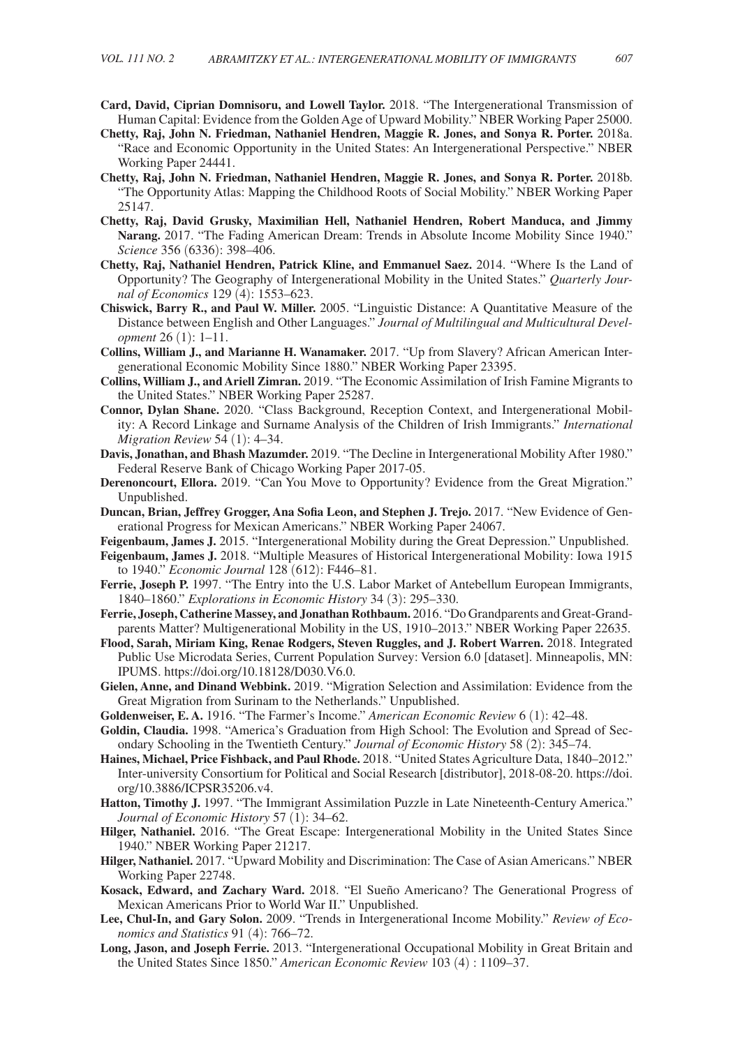**Card, David, Ciprian Domnisoru, and Lowell Taylor.** 2018. "The Intergenerational Transmission of Human Capital: Evidence from the Golden Age of Upward Mobility." NBER Working Paper 25000.

**Chetty, Raj, John N. Friedman, Nathaniel Hendren, Maggie R. Jones, and Sonya R. Porter.** 2018a. "Race and Economic Opportunity in the United States: An Intergenerational Perspective." NBER Working Paper 24441.

**Chetty, Raj, John N. Friedman, Nathaniel Hendren, Maggie R. Jones, and Sonya R. Porter.** 2018b. "The Opportunity Atlas: Mapping the Childhood Roots of Social Mobility." NBER Working Paper 25147.

**Chetty, Raj, David Grusky, Maximilian Hell, Nathaniel Hendren, Robert Manduca, and Jimmy Narang.** 2017. "The Fading American Dream: Trends in Absolute Income Mobility Since 1940." *Science* 356 (6336): 398–406.

**Chetty, Raj, Nathaniel Hendren, Patrick Kline, and Emmanuel Saez.** 2014. "Where Is the Land of Opportunity? The Geography of Intergenerational Mobility in the United States." *Quarterly Journal of Economics* 129 (4): 1553–623.

**Chiswick, Barry R., and Paul W. Miller.** 2005. "Linguistic Distance: A Quantitative Measure of the Distance between English and Other Languages." *Journal of Multilingual and Multicultural Development* 26 (1): 1–11.

**Collins, William J., and Marianne H. Wanamaker.** 2017. "Up from Slavery? African American Intergenerational Economic Mobility Since 1880." NBER Working Paper 23395.

**Collins, William J., and Ariell Zimran.** 2019. "The Economic Assimilation of Irish Famine Migrants to the United States." NBER Working Paper 25287.

**Connor, Dylan Shane.** 2020. "Class Background, Reception Context, and Intergenerational Mobility: A Record Linkage and Surname Analysis of the Children of Irish Immigrants." *International Migration Review* 54 (1): 4–34.

**Davis, Jonathan, and Bhash Mazumder.** 2019. "The Decline in Intergenerational Mobility After 1980." Federal Reserve Bank of Chicago Working Paper 2017-05.

**Derenoncourt, Ellora.** 2019. "Can You Move to Opportunity? Evidence from the Great Migration." Unpublished.

**Duncan, Brian, Jeffrey Grogger, Ana Sofia Leon, and Stephen J. Trejo.** 2017. "New Evidence of Generational Progress for Mexican Americans." NBER Working Paper 24067.

**Feigenbaum, James J.** 2015. "Intergenerational Mobility during the Great Depression." Unpublished.

**Feigenbaum, James J.** 2018. "Multiple Measures of Historical Intergenerational Mobility: Iowa 1915 to 1940." *Economic Journal* 128 (612): F446–81.

**Ferrie, Joseph P.** 1997. "The Entry into the U.S. Labor Market of Antebellum European Immigrants, 1840–1860." *Explorations in Economic History* 34 (3): 295–330.

**Ferrie, Joseph, Catherine Massey, and Jonathan Rothbaum.** 2016. "Do Grandparents and Great-Grandparents Matter? Multigenerational Mobility in the US, 1910–2013." NBER Working Paper 22635.

**Flood, Sarah, Miriam King, Renae Rodgers, Steven Ruggles, and J. Robert Warren.** 2018. Integrated Public Use Microdata Series, Current Population Survey: Version 6.0 [dataset]. Minneapolis, MN: IPUMS. https://doi.org/10.18128/D030.V6.0.

**Gielen, Anne, and Dinand Webbink.** 2019. "Migration Selection and Assimilation: Evidence from the Great Migration from Surinam to the Netherlands." Unpublished.

**Goldenweiser, E. A.** 1916. "The Farmer's Income." *American Economic Review* 6 (1): 42–48.

**Goldin, Claudia.** 1998. "America's Graduation from High School: The Evolution and Spread of Secondary Schooling in the Twentieth Century." *Journal of Economic History* 58 (2): 345–74.

**Haines, Michael, Price Fishback, and Paul Rhode.** 2018. "United States Agriculture Data, 1840–2012." Inter-university Consortium for Political and Social Research [distributor], 2018-08-20. https://doi.org/10.3886/ICPSR35206.v4.

**Hatton, Timothy J.** 1997. "The Immigrant Assimilation Puzzle in Late Nineteenth-Century America." *Journal of Economic History* 57 (1): 34–62.

**Hilger, Nathaniel.** 2016. "The Great Escape: Intergenerational Mobility in the United States Since 1940." NBER Working Paper 21217.

**Hilger, Nathaniel.** 2017. "Upward Mobility and Discrimination: The Case of Asian Americans." NBER Working Paper 22748.

**Kosack, Edward, and Zachary Ward.** 2018. "El Sueño Americano? The Generational Progress of Mexican Americans Prior to World War II." Unpublished.

**Lee, Chul-In, and Gary Solon.** 2009. "Trends in Intergenerational Income Mobility." *Review of Economics and Statistics* 91 (4): 766–72.

**Long, Jason, and Joseph Ferrie.** 2013. "Intergenerational Occupational Mobility in Great Britain and the United States Since 1850." *American Economic Review* 103 (4) : 1109–37.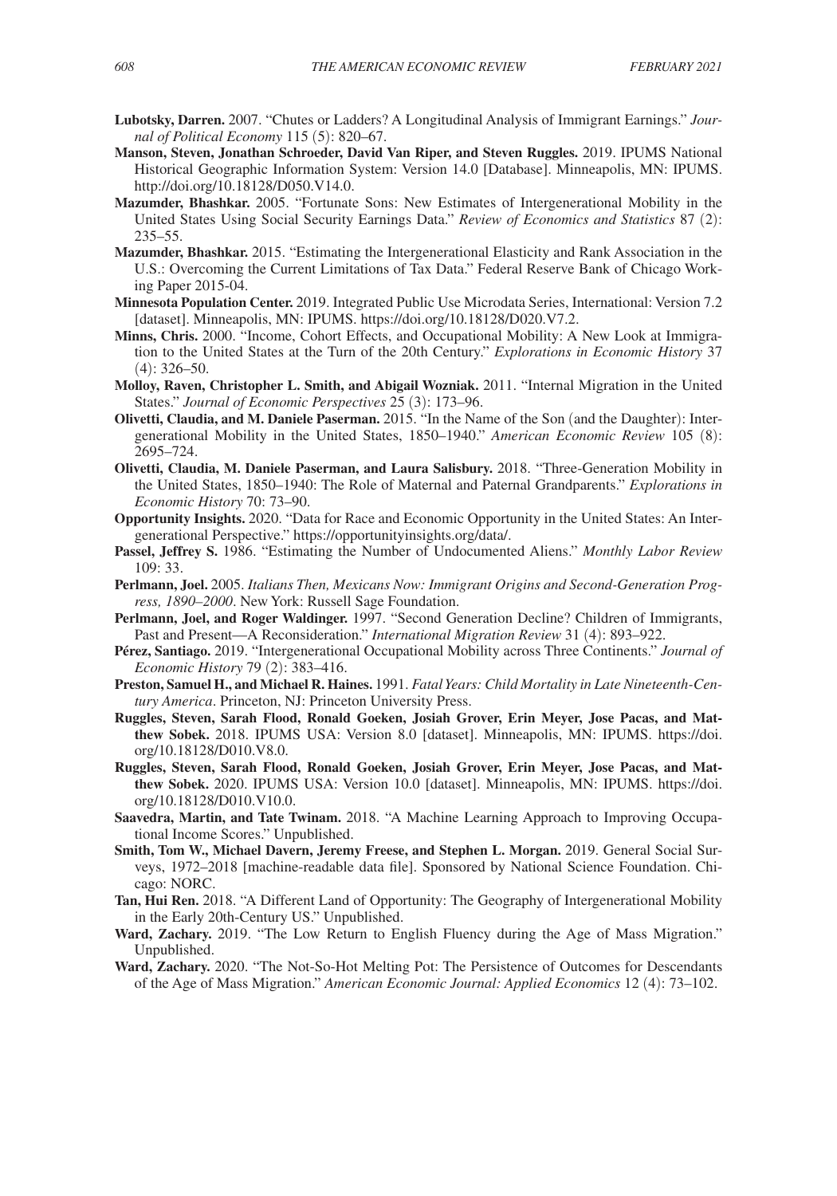**Lubotsky, Darren.** 2007. "Chutes or Ladders? A Longitudinal Analysis of Immigrant Earnings." *Journal of Political Economy* 115 (5): 820–67.

**Manson, Steven, Jonathan Schroeder, David Van Riper, and Steven Ruggles.** 2019. IPUMS National Historical Geographic Information System: Version 14.0 [Database]. Minneapolis, MN: IPUMS. http://doi.org/10.18128/D050.V14.0.

**Mazumder, Bhashkar.** 2005. "Fortunate Sons: New Estimates of Intergenerational Mobility in the United States Using Social Security Earnings Data." *Review of Economics and Statistics* 87 (2): 235–55.

**Mazumder, Bhashkar.** 2015. "Estimating the Intergenerational Elasticity and Rank Association in the U.S.: Overcoming the Current Limitations of Tax Data." Federal Reserve Bank of Chicago Working Paper 2015-04.

**Minnesota Population Center.** 2019. Integrated Public Use Microdata Series, International: Version 7.2 [dataset]. Minneapolis, MN: IPUMS. https://doi.org/10.18128/D020.V7.2.

**Minns, Chris.** 2000. "Income, Cohort Effects, and Occupational Mobility: A New Look at Immigration to the United States at the Turn of the 20th Century." *Explorations in Economic History* 37 (4): 326–50.

**Molloy, Raven, Christopher L. Smith, and Abigail Wozniak.** 2011. "Internal Migration in the United States." *Journal of Economic Perspectives* 25 (3): 173–96.

**Olivetti, Claudia, and M. Daniele Paserman.** 2015. "In the Name of the Son (and the Daughter): Intergenerational Mobility in the United States, 1850–1940." *American Economic Review* 105 (8): 2695–724.

**Olivetti, Claudia, M. Daniele Paserman, and Laura Salisbury.** 2018. "Three-Generation Mobility in the United States, 1850–1940: The Role of Maternal and Paternal Grandparents." *Explorations in Economic History* 70: 73–90.

**Opportunity Insights.** 2020. "Data for Race and Economic Opportunity in the United States: An Intergenerational Perspective." https://opportunityinsights.org/data/.

**Passel, Jeffrey S.** 1986. "Estimating the Number of Undocumented Aliens." *Monthly Labor Review* 109: 33.

**Perlmann, Joel.** 2005. *Italians Then, Mexicans Now: Immigrant Origins and Second-Generation Progress, 1890–2000*. New York: Russell Sage Foundation.

**Perlmann, Joel, and Roger Waldinger.** 1997. "Second Generation Decline? Children of Immigrants, Past and Present—A Reconsideration." *International Migration Review* 31 (4): 893–922.

**Pérez, Santiago.** 2019. "Intergenerational Occupational Mobility across Three Continents." *Journal of Economic History* 79 (2): 383–416.

**Preston, Samuel H., and Michael R. Haines.** 1991. *Fatal Years: Child Mortality in Late Nineteenth-Century America*. Princeton, NJ: Princeton University Press.

**Ruggles, Steven, Sarah Flood, Ronald Goeken, Josiah Grover, Erin Meyer, Jose Pacas, and Matthew Sobek.** 2018. IPUMS USA: Version 8.0 [dataset]. Minneapolis, MN: IPUMS. https://doi.org/10.18128/D010.V8.0.

**Ruggles, Steven, Sarah Flood, Ronald Goeken, Josiah Grover, Erin Meyer, Jose Pacas, and Matthew Sobek.** 2020. IPUMS USA: Version 10.0 [dataset]. Minneapolis, MN: IPUMS. https://doi.org/10.18128/D010.V10.0.

**Saavedra, Martin, and Tate Twinam.** 2018. "A Machine Learning Approach to Improving Occupational Income Scores." Unpublished.

**Smith, Tom W., Michael Davern, Jeremy Freese, and Stephen L. Morgan.** 2019. General Social Surveys, 1972–2018 [machine-readable data file]. Sponsored by National Science Foundation. Chicago: NORC.

**Tan, Hui Ren.** 2018. "A Different Land of Opportunity: The Geography of Intergenerational Mobility in the Early 20th-Century US." Unpublished.

**Ward, Zachary.** 2019. "The Low Return to English Fluency during the Age of Mass Migration." Unpublished.

**Ward, Zachary.** 2020. "The Not-So-Hot Melting Pot: The Persistence of Outcomes for Descendants of the Age of Mass Migration." *American Economic Journal: Applied Economics* 12 (4): 73–102.